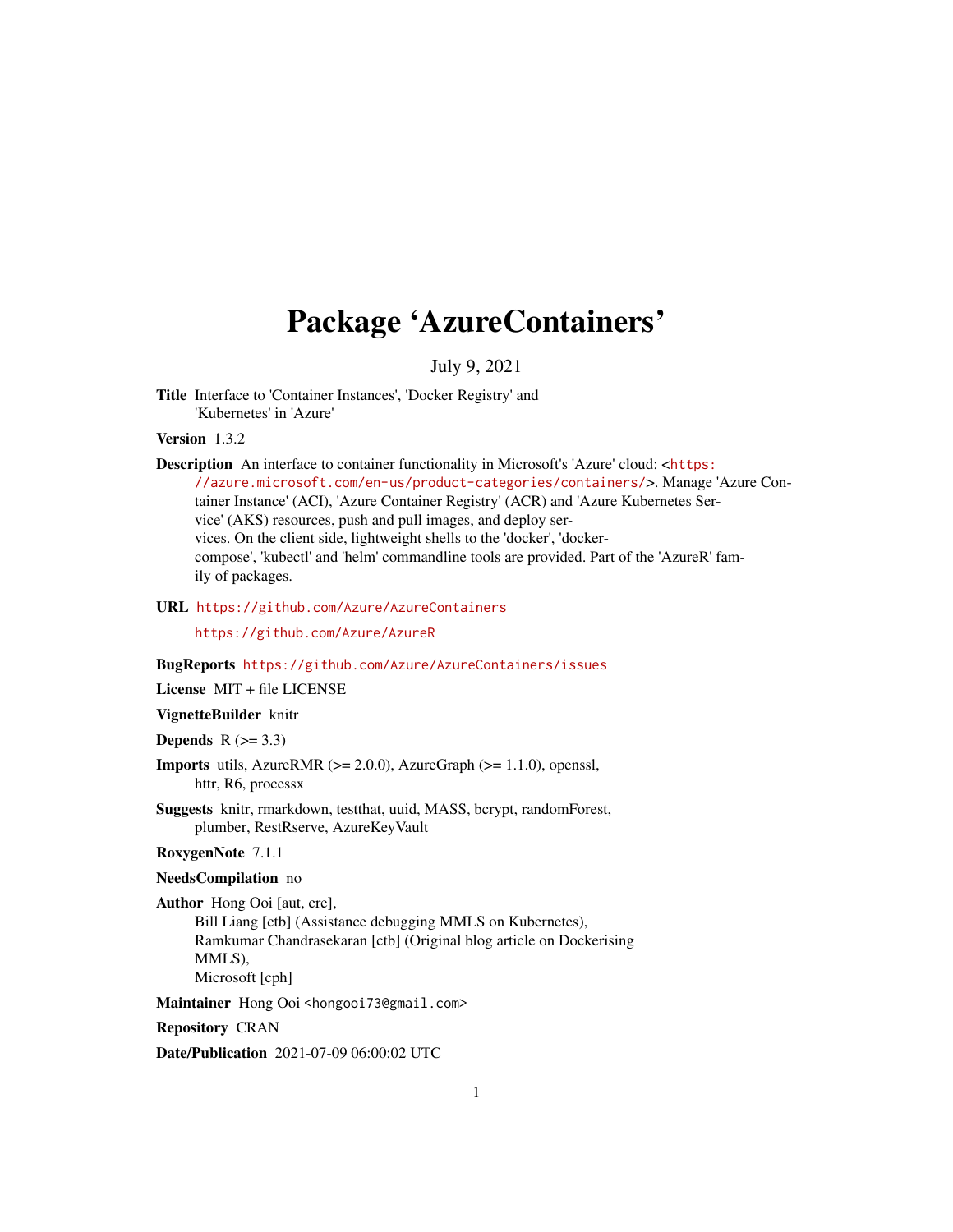# Package 'AzureContainers'

July 9, 2021

**Title** Interface to 'Container Instances', 'Docker Registry' and 'Kubernetes' in 'Azure'

**Version** 1.3.2

**Description** An interface to container functionality in Microsoft's 'Azure' cloud: <https://azure.microsoft.com/en-us/product-categories/containers/>. Manage 'Azure Container Instance' (ACI), 'Azure Container Registry' (ACR) and 'Azure Kubernetes Service' (AKS) resources, push and pull images, and deploy services. On the client side, lightweight shells to the 'docker', 'docker-compose', 'kubectl' and 'helm' commandline tools are provided. Part of the 'AzureR' family of packages.

**URL** https://github.com/Azure/AzureContainers

https://github.com/Azure/AzureR

**BugReports** https://github.com/Azure/AzureContainers/issues

**License** MIT + file LICENSE

**VignetteBuilder** knitr

**Depends** R (>= 3.3)

**Imports** utils, AzureRMR (>= 2.0.0), AzureGraph (>= 1.1.0), openssl, httr, R6, processx

**Suggests** knitr, rmarkdown, testthat, uuid, MASS, bcrypt, randomForest, plumber, RestRserve, AzureKeyVault

**RoxygenNote** 7.1.1

**NeedsCompilation** no

**Author** Hong Ooi [aut, cre],
Bill Liang [ctb] (Assistance debugging MMLS on Kubernetes),
Ramkumar Chandrasekaran [ctb] (Original blog article on Dockerising MMLS),
Microsoft [cph]

**Maintainer** Hong Ooi <hongooi73@gmail.com>

**Repository** CRAN

**Date/Publication** 2021-07-09 06:00:02 UTC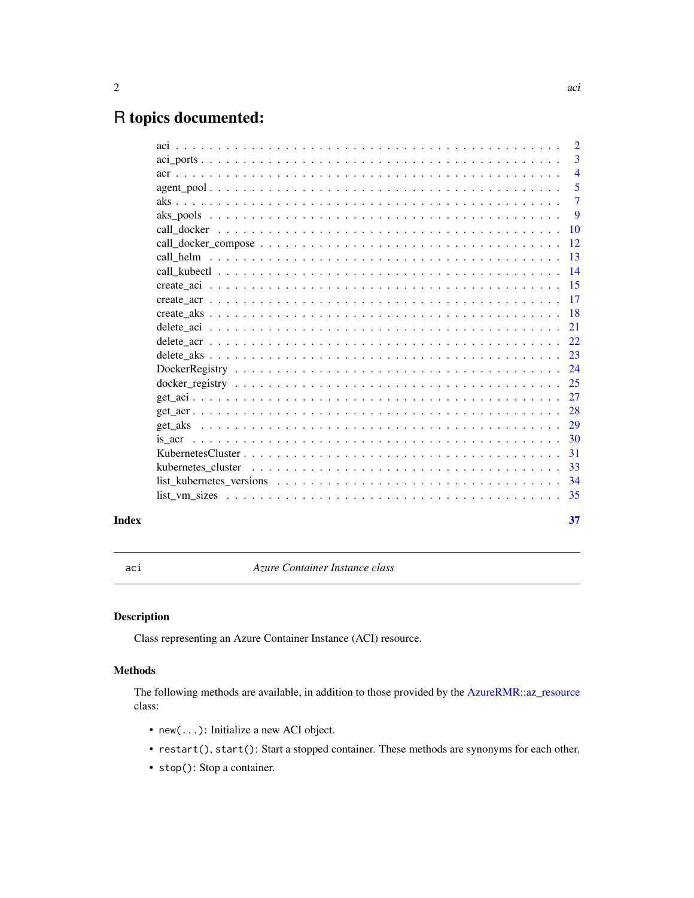# R topics documented:

| | |
|---|---|
| aci | 2 |
| aci_ports | 3 |
| acr | 4 |
| agent_pool | 5 |
| aks | 7 |
| aks_pools | 9 |
| call_docker | 10 |
| call_docker_compose | 12 |
| call_helm | 13 |
| call_kubectl | 14 |
| create_aci | 15 |
| create_acr | 17 |
| create_aks | 18 |
| delete_aci | 21 |
| delete_acr | 22 |
| delete_aks | 23 |
| DockerRegistry | 24 |
| docker_registry | 25 |
| get_aci | 27 |
| get_acr | 28 |
| get_aks | 29 |
| is_acr | 30 |
| KubernetesCluster | 31 |
| kubernetes_cluster | 33 |
| list_kubernetes_versions | 34 |
| list_vm_sizes | 35 |

**Index** 37

---

`aci` *Azure Container Instance class*

---

### Description

Class representing an Azure Container Instance (ACI) resource.

### Methods

The following methods are available, in addition to those provided by the AzureRMR::az_resource class:

- `new(...)`: Initialize a new ACI object.
- `restart()`, `start()`: Start a stopped container. These methods are synonyms for each other.
- `stop()`: Stop a container.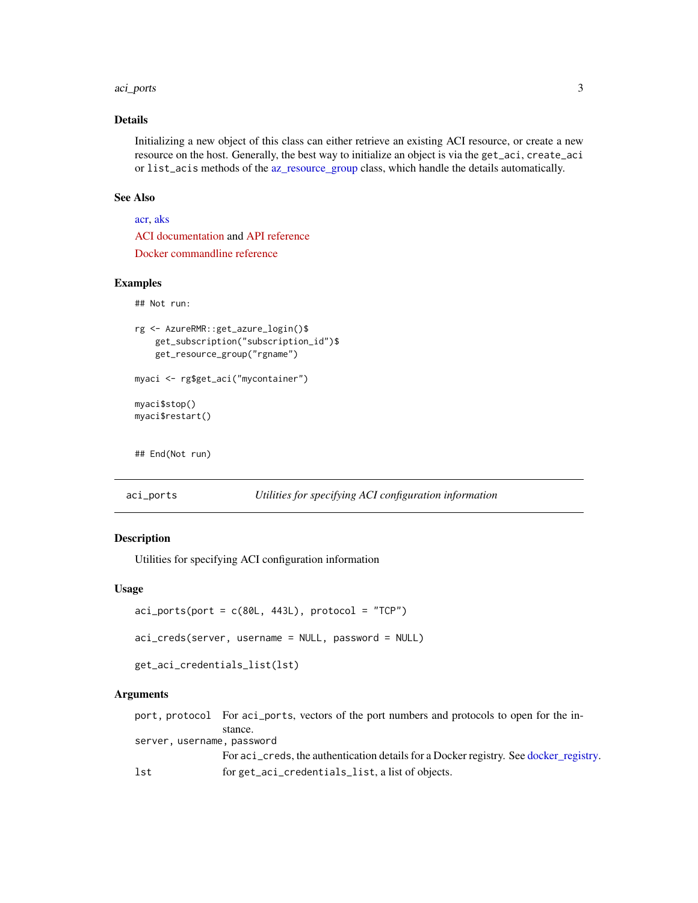### Details

Initializing a new object of this class can either retrieve an existing ACI resource, or create a new resource on the host. Generally, the best way to initialize an object is via the `get_aci`, `create_aci` or `list_acis` methods of the az_resource_group class, which handle the details automatically.

### See Also

acr, aks

ACI documentation and API reference

Docker commandline reference

### Examples

```
## Not run:

rg <- AzureRMR::get_azure_login()$
    get_subscription("subscription_id")$
    get_resource_group("rgname")

myaci <- rg$get_aci("mycontainer")

myaci$stop()
myaci$restart()


## End(Not run)
```

---

## aci_ports — *Utilities for specifying ACI configuration information*

### Description

Utilities for specifying ACI configuration information

### Usage

```
aci_ports(port = c(80L, 443L), protocol = "TCP")

aci_creds(server, username = NULL, password = NULL)

get_aci_credentials_list(lst)
```

### Arguments

| | |
|---|---|
| `port, protocol` | For `aci_ports`, vectors of the port numbers and protocols to open for the instance. |
| `server, username, password` | For `aci_creds`, the authentication details for a Docker registry. See docker_registry. |
| `lst` | for `get_aci_credentials_list`, a list of objects. |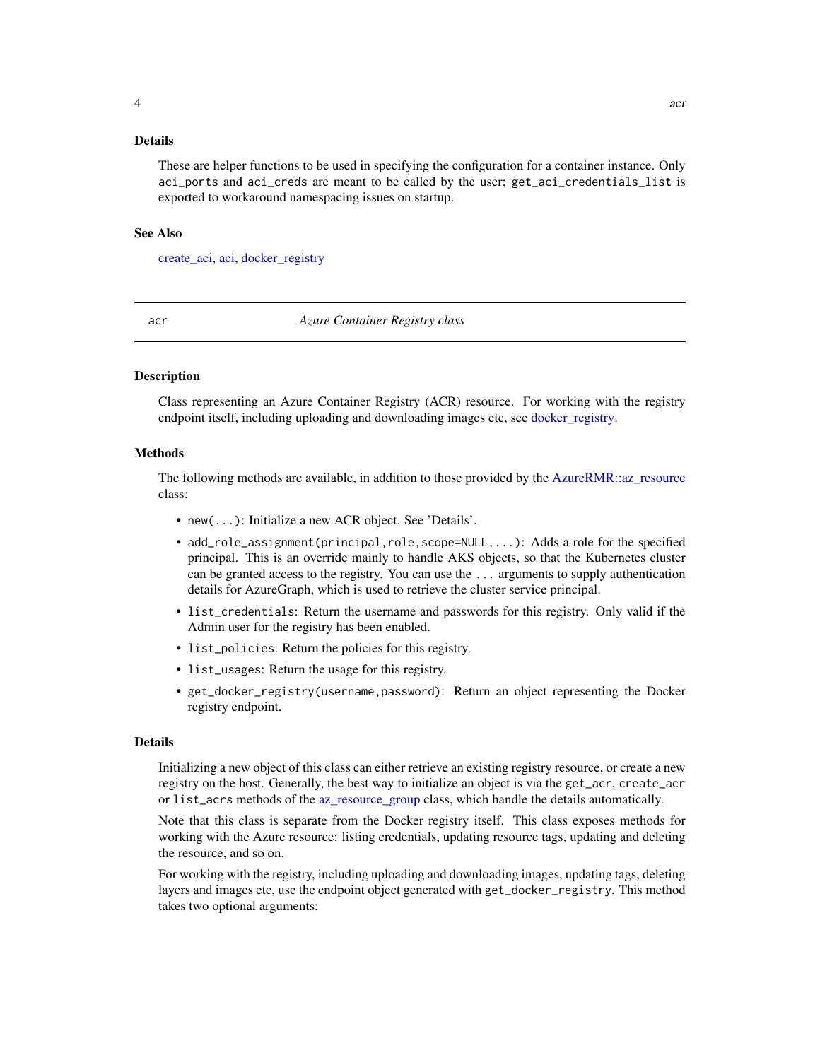### Details

These are helper functions to be used in specifying the configuration for a container instance. Only `aci_ports` and `aci_creds` are meant to be called by the user; `get_aci_credentials_list` is exported to workaround namespacing issues on startup.

### See Also

create_aci, aci, docker_registry

---

## acr — *Azure Container Registry class*

---

### Description

Class representing an Azure Container Registry (ACR) resource. For working with the registry endpoint itself, including uploading and downloading images etc, see docker_registry.

### Methods

The following methods are available, in addition to those provided by the AzureRMR::az_resource class:

- `new(...)`: Initialize a new ACR object. See 'Details'.
- `add_role_assignment(principal,role,scope=NULL,...)`: Adds a role for the specified principal. This is an override mainly to handle AKS objects, so that the Kubernetes cluster can be granted access to the registry. You can use the `...` arguments to supply authentication details for AzureGraph, which is used to retrieve the cluster service principal.
- `list_credentials`: Return the username and passwords for this registry. Only valid if the Admin user for the registry has been enabled.
- `list_policies`: Return the policies for this registry.
- `list_usages`: Return the usage for this registry.
- `get_docker_registry(username,password)`: Return an object representing the Docker registry endpoint.

### Details

Initializing a new object of this class can either retrieve an existing registry resource, or create a new registry on the host. Generally, the best way to initialize an object is via the `get_acr`, `create_acr` or `list_acrs` methods of the az_resource_group class, which handle the details automatically.

Note that this class is separate from the Docker registry itself. This class exposes methods for working with the Azure resource: listing credentials, updating resource tags, updating and deleting the resource, and so on.

For working with the registry, including uploading and downloading images, updating tags, deleting layers and images etc, use the endpoint object generated with `get_docker_registry`. This method takes two optional arguments: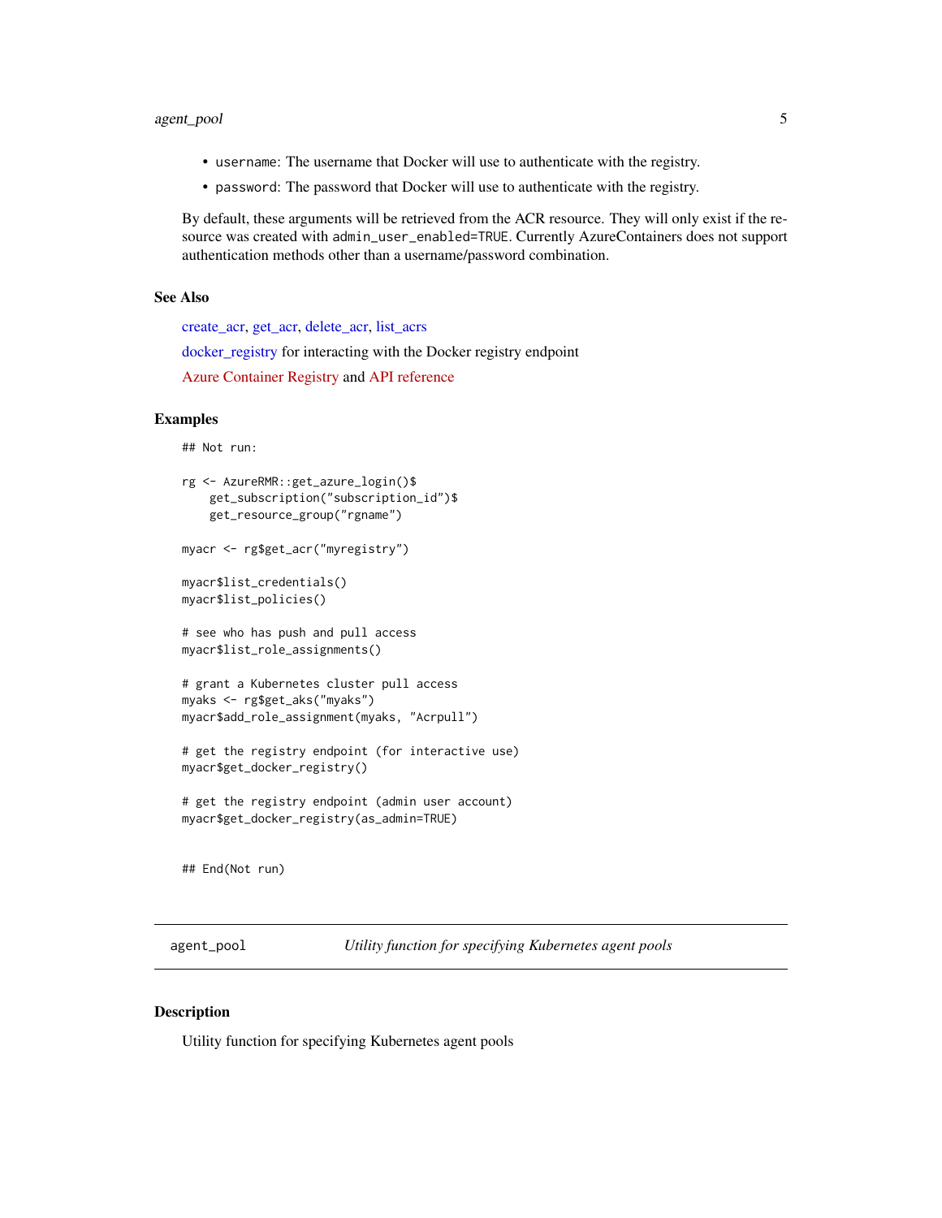- `username`: The username that Docker will use to authenticate with the registry.
- `password`: The password that Docker will use to authenticate with the registry.

By default, these arguments will be retrieved from the ACR resource. They will only exist if the resource was created with `admin_user_enabled=TRUE`. Currently AzureContainers does not support authentication methods other than a username/password combination.

### See Also

create_acr, get_acr, delete_acr, list_acrs

docker_registry for interacting with the Docker registry endpoint

Azure Container Registry and API reference

### Examples

```
## Not run:

rg <- AzureRMR::get_azure_login()$
    get_subscription("subscription_id")$
    get_resource_group("rgname")

myacr <- rg$get_acr("myregistry")

myacr$list_credentials()
myacr$list_policies()

# see who has push and pull access
myacr$list_role_assignments()

# grant a Kubernetes cluster pull access
myaks <- rg$get_aks("myaks")
myacr$add_role_assignment(myaks, "Acrpull")

# get the registry endpoint (for interactive use)
myacr$get_docker_registry()

# get the registry endpoint (admin user account)
myacr$get_docker_registry(as_admin=TRUE)


## End(Not run)
```

## agent_pool — *Utility function for specifying Kubernetes agent pools*

### Description

Utility function for specifying Kubernetes agent pools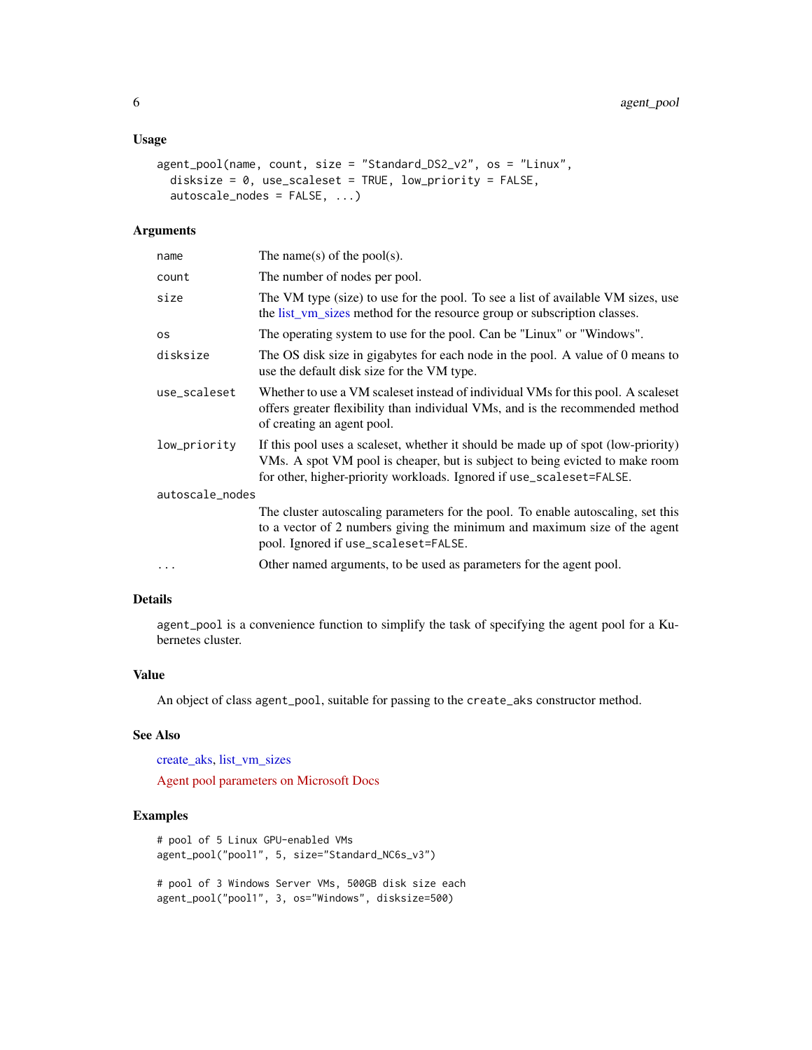### Usage

```
agent_pool(name, count, size = "Standard_DS2_v2", os = "Linux",
  disksize = 0, use_scaleset = TRUE, low_priority = FALSE,
  autoscale_nodes = FALSE, ...)
```

### Arguments

| Argument | Description |
|---|---|
| `name` | The name(s) of the pool(s). |
| `count` | The number of nodes per pool. |
| `size` | The VM type (size) to use for the pool. To see a list of available VM sizes, use the list_vm_sizes method for the resource group or subscription classes. |
| `os` | The operating system to use for the pool. Can be "Linux" or "Windows". |
| `disksize` | The OS disk size in gigabytes for each node in the pool. A value of 0 means to use the default disk size for the VM type. |
| `use_scaleset` | Whether to use a VM scaleset instead of individual VMs for this pool. A scaleset offers greater flexibility than individual VMs, and is the recommended method of creating an agent pool. |
| `low_priority` | If this pool uses a scaleset, whether it should be made up of spot (low-priority) VMs. A spot VM pool is cheaper, but is subject to being evicted to make room for other, higher-priority workloads. Ignored if `use_scaleset=FALSE`. |
| `autoscale_nodes` | The cluster autoscaling parameters for the pool. To enable autoscaling, set this to a vector of 2 numbers giving the minimum and maximum size of the agent pool. Ignored if `use_scaleset=FALSE`. |
| `...` | Other named arguments, to be used as parameters for the agent pool. |

### Details

`agent_pool` is a convenience function to simplify the task of specifying the agent pool for a Kubernetes cluster.

### Value

An object of class `agent_pool`, suitable for passing to the `create_aks` constructor method.

### See Also

create_aks, list_vm_sizes

Agent pool parameters on Microsoft Docs

### Examples

```
# pool of 5 Linux GPU-enabled VMs
agent_pool("pool1", 5, size="Standard_NC6s_v3")

# pool of 3 Windows Server VMs, 500GB disk size each
agent_pool("pool1", 3, os="Windows", disksize=500)
```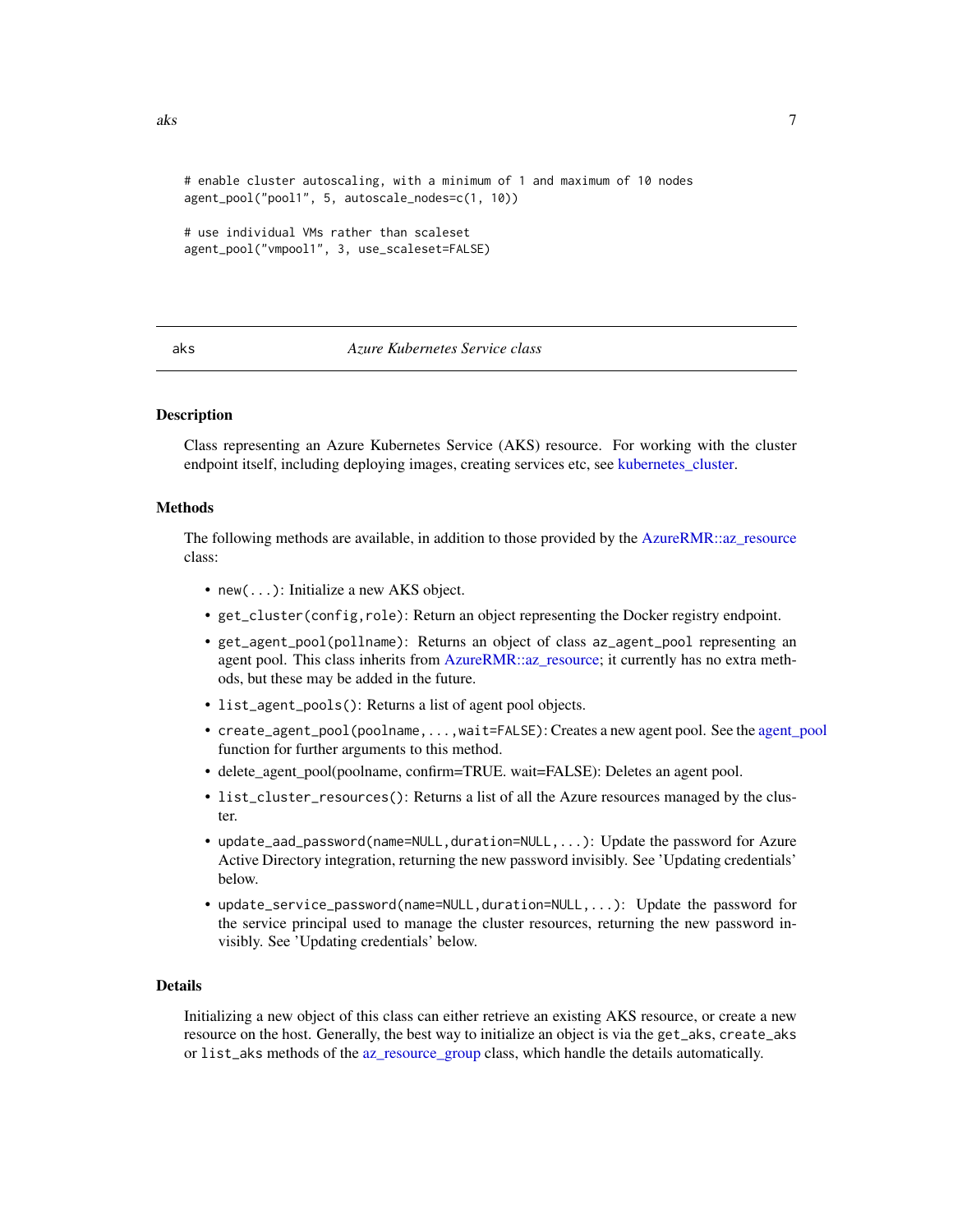```
# enable cluster autoscaling, with a minimum of 1 and maximum of 10 nodes
agent_pool("pool1", 5, autoscale_nodes=c(1, 10))

# use individual VMs rather than scaleset
agent_pool("vmpool1", 3, use_scaleset=FALSE)
```

---

## aks — *Azure Kubernetes Service class*

### Description

Class representing an Azure Kubernetes Service (AKS) resource. For working with the cluster endpoint itself, including deploying images, creating services etc, see kubernetes_cluster.

### Methods

The following methods are available, in addition to those provided by the AzureRMR::az_resource class:

- `new(...)`: Initialize a new AKS object.
- `get_cluster(config,role)`: Return an object representing the Docker registry endpoint.
- `get_agent_pool(pollname)`: Returns an object of class `az_agent_pool` representing an agent pool. This class inherits from AzureRMR::az_resource; it currently has no extra methods, but these may be added in the future.
- `list_agent_pools()`: Returns a list of agent pool objects.
- `create_agent_pool(poolname,...,wait=FALSE)`: Creates a new agent pool. See the agent_pool function for further arguments to this method.
- delete_agent_pool(poolname, confirm=TRUE. wait=FALSE): Deletes an agent pool.
- `list_cluster_resources()`: Returns a list of all the Azure resources managed by the cluster.
- `update_aad_password(name=NULL,duration=NULL,...)`: Update the password for Azure Active Directory integration, returning the new password invisibly. See 'Updating credentials' below.
- `update_service_password(name=NULL,duration=NULL,...)`: Update the password for the service principal used to manage the cluster resources, returning the new password invisibly. See 'Updating credentials' below.

### Details

Initializing a new object of this class can either retrieve an existing AKS resource, or create a new resource on the host. Generally, the best way to initialize an object is via the `get_aks`, `create_aks` or `list_aks` methods of the az_resource_group class, which handle the details automatically.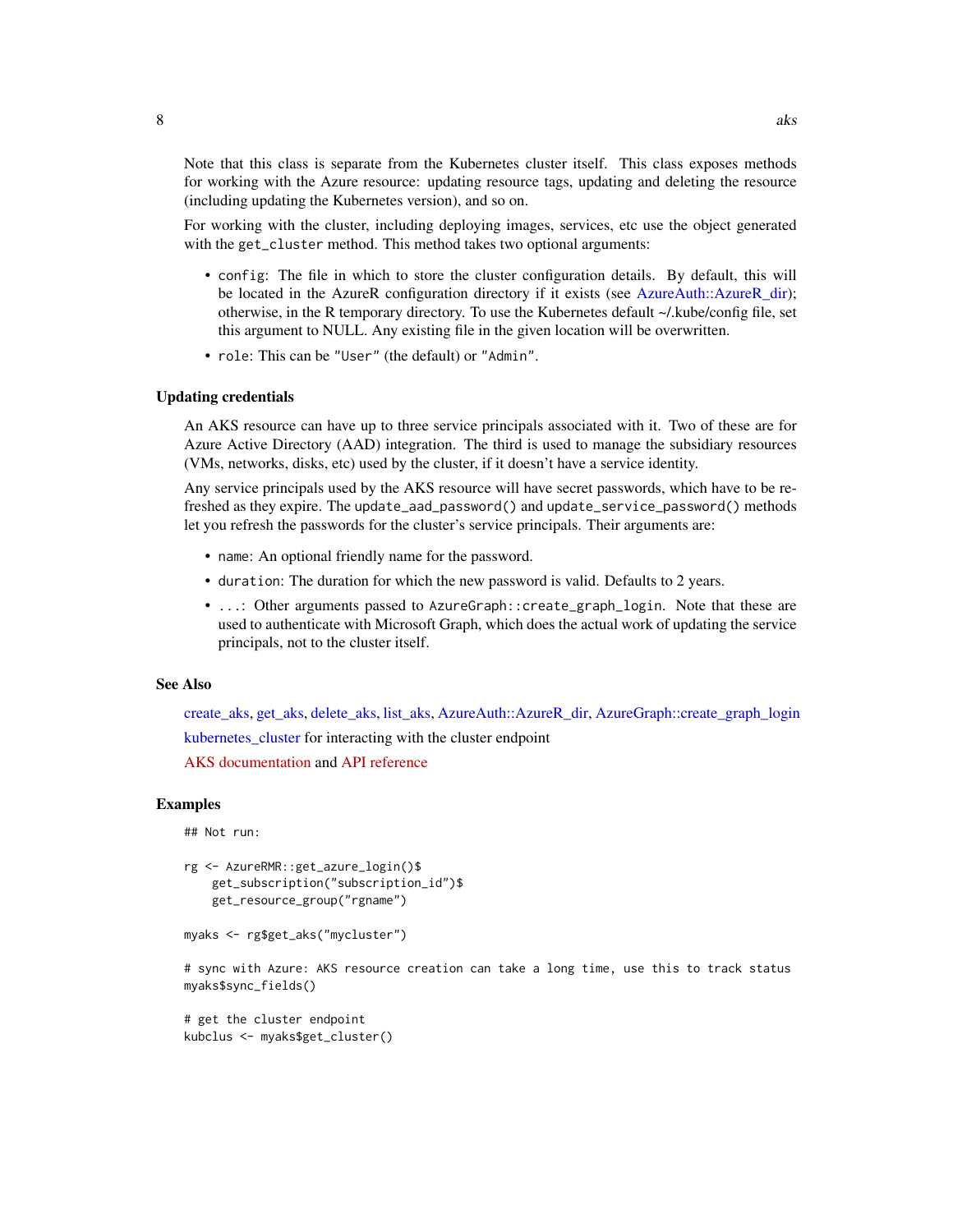Note that this class is separate from the Kubernetes cluster itself. This class exposes methods for working with the Azure resource: updating resource tags, updating and deleting the resource (including updating the Kubernetes version), and so on.

For working with the cluster, including deploying images, services, etc use the object generated with the `get_cluster` method. This method takes two optional arguments:

- `config`: The file in which to store the cluster configuration details. By default, this will be located in the AzureR configuration directory if it exists (see AzureAuth::AzureR_dir); otherwise, in the R temporary directory. To use the Kubernetes default ~/.kube/config file, set this argument to NULL. Any existing file in the given location will be overwritten.
- `role`: This can be `"User"` (the default) or `"Admin"`.

### Updating credentials

An AKS resource can have up to three service principals associated with it. Two of these are for Azure Active Directory (AAD) integration. The third is used to manage the subsidiary resources (VMs, networks, disks, etc) used by the cluster, if it doesn't have a service identity.

Any service principals used by the AKS resource will have secret passwords, which have to be refreshed as they expire. The `update_aad_password()` and `update_service_password()` methods let you refresh the passwords for the cluster's service principals. Their arguments are:

- `name`: An optional friendly name for the password.
- `duration`: The duration for which the new password is valid. Defaults to 2 years.
- `...`: Other arguments passed to `AzureGraph::create_graph_login`. Note that these are used to authenticate with Microsoft Graph, which does the actual work of updating the service principals, not to the cluster itself.

### See Also

create_aks, get_aks, delete_aks, list_aks, AzureAuth::AzureR_dir, AzureGraph::create_graph_login

kubernetes_cluster for interacting with the cluster endpoint

AKS documentation and API reference

### Examples

```
## Not run:

rg <- AzureRMR::get_azure_login()$
    get_subscription("subscription_id")$
    get_resource_group("rgname")

myaks <- rg$get_aks("mycluster")

# sync with Azure: AKS resource creation can take a long time, use this to track status
myaks$sync_fields()

# get the cluster endpoint
kubclus <- myaks$get_cluster()
```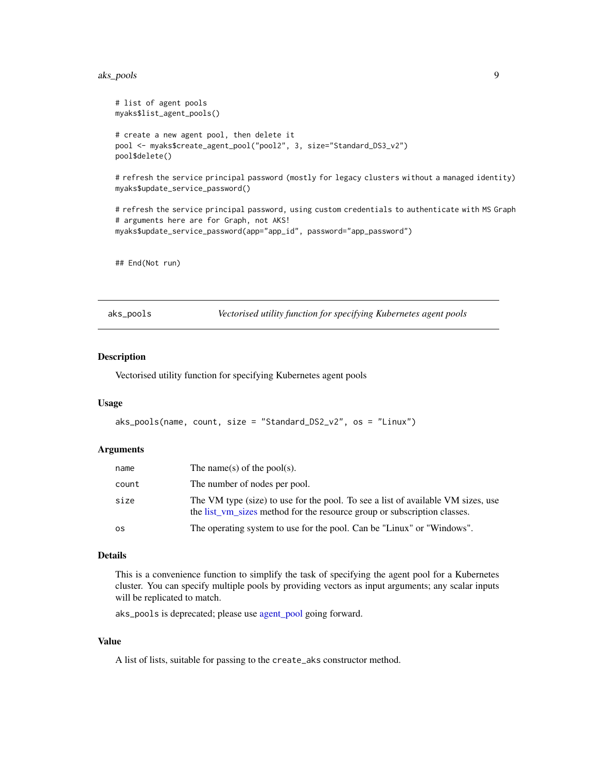```
# list of agent pools
myaks$list_agent_pools()

# create a new agent pool, then delete it
pool <- myaks$create_agent_pool("pool2", 3, size="Standard_DS3_v2")
pool$delete()

# refresh the service principal password (mostly for legacy clusters without a managed identity)
myaks$update_service_password()

# refresh the service principal password, using custom credentials to authenticate with MS Graph
# arguments here are for Graph, not AKS!
myaks$update_service_password(app="app_id", password="app_password")


## End(Not run)
```

---

## aks_pools — *Vectorised utility function for specifying Kubernetes agent pools*

### Description

Vectorised utility function for specifying Kubernetes agent pools

### Usage

```
aks_pools(name, count, size = "Standard_DS2_v2", os = "Linux")
```

### Arguments

| | |
|---|---|
| `name` | The name(s) of the pool(s). |
| `count` | The number of nodes per pool. |
| `size` | The VM type (size) to use for the pool. To see a list of available VM sizes, use the list_vm_sizes method for the resource group or subscription classes. |
| `os` | The operating system to use for the pool. Can be "Linux" or "Windows". |

### Details

This is a convenience function to simplify the task of specifying the agent pool for a Kubernetes cluster. You can specify multiple pools by providing vectors as input arguments; any scalar inputs will be replicated to match.

`aks_pools` is deprecated; please use agent_pool going forward.

### Value

A list of lists, suitable for passing to the `create_aks` constructor method.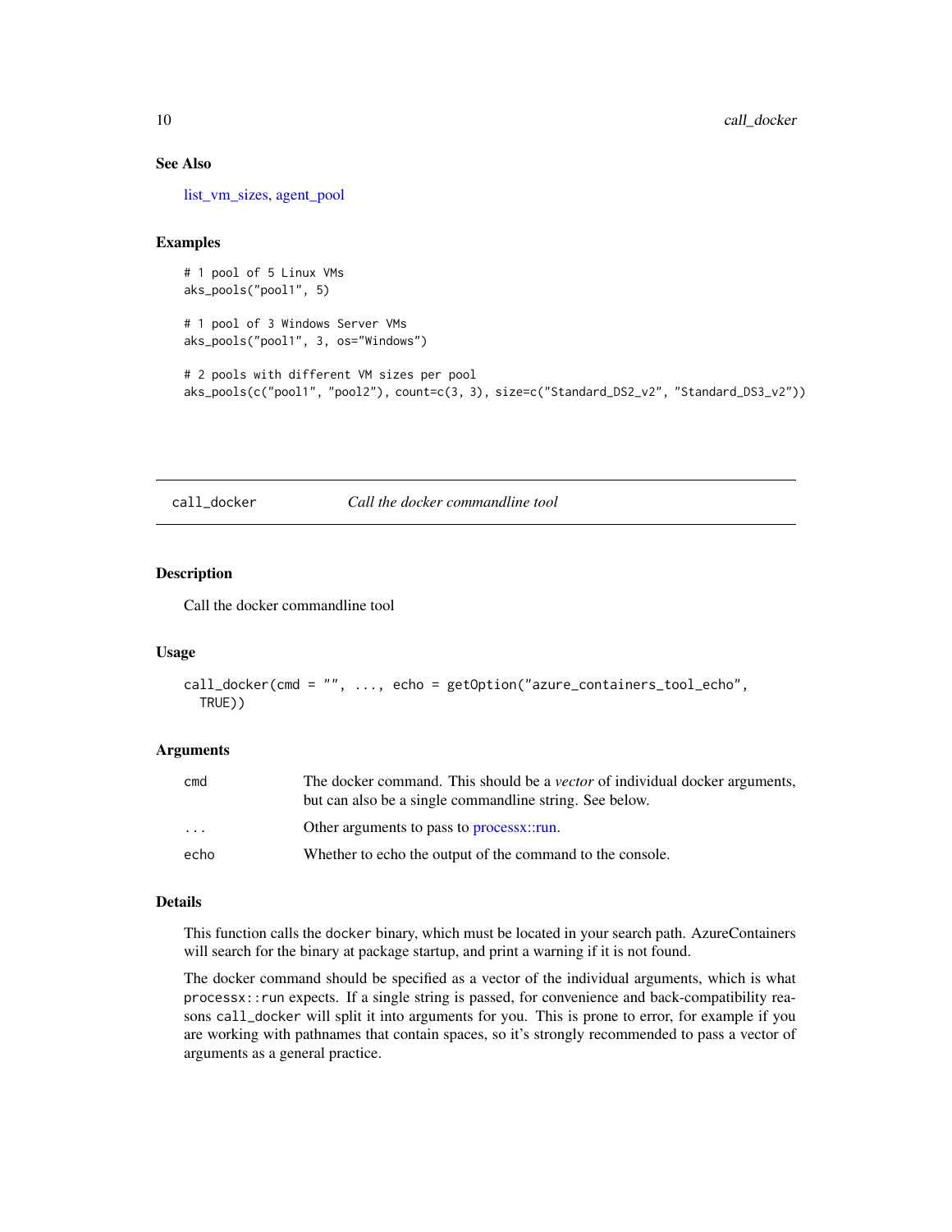### See Also

list_vm_sizes, agent_pool

### Examples

```
# 1 pool of 5 Linux VMs
aks_pools("pool1", 5)

# 1 pool of 3 Windows Server VMs
aks_pools("pool1", 3, os="Windows")

# 2 pools with different VM sizes per pool
aks_pools(c("pool1", "pool2"), count=c(3, 3), size=c("Standard_DS2_v2", "Standard_DS3_v2"))
```

---

## call_docker — *Call the docker commandline tool*

---

### Description

Call the docker commandline tool

### Usage

```
call_docker(cmd = "", ..., echo = getOption("azure_containers_tool_echo",
  TRUE))
```

### Arguments

| | |
|---|---|
| `cmd` | The docker command. This should be a *vector* of individual docker arguments, but can also be a single commandline string. See below. |
| `...` | Other arguments to pass to processx::run. |
| `echo` | Whether to echo the output of the command to the console. |

### Details

This function calls the `docker` binary, which must be located in your search path. AzureContainers will search for the binary at package startup, and print a warning if it is not found.

The docker command should be specified as a vector of the individual arguments, which is what `processx::run` expects. If a single string is passed, for convenience and back-compatibility reasons `call_docker` will split it into arguments for you. This is prone to error, for example if you are working with pathnames that contain spaces, so it's strongly recommended to pass a vector of arguments as a general practice.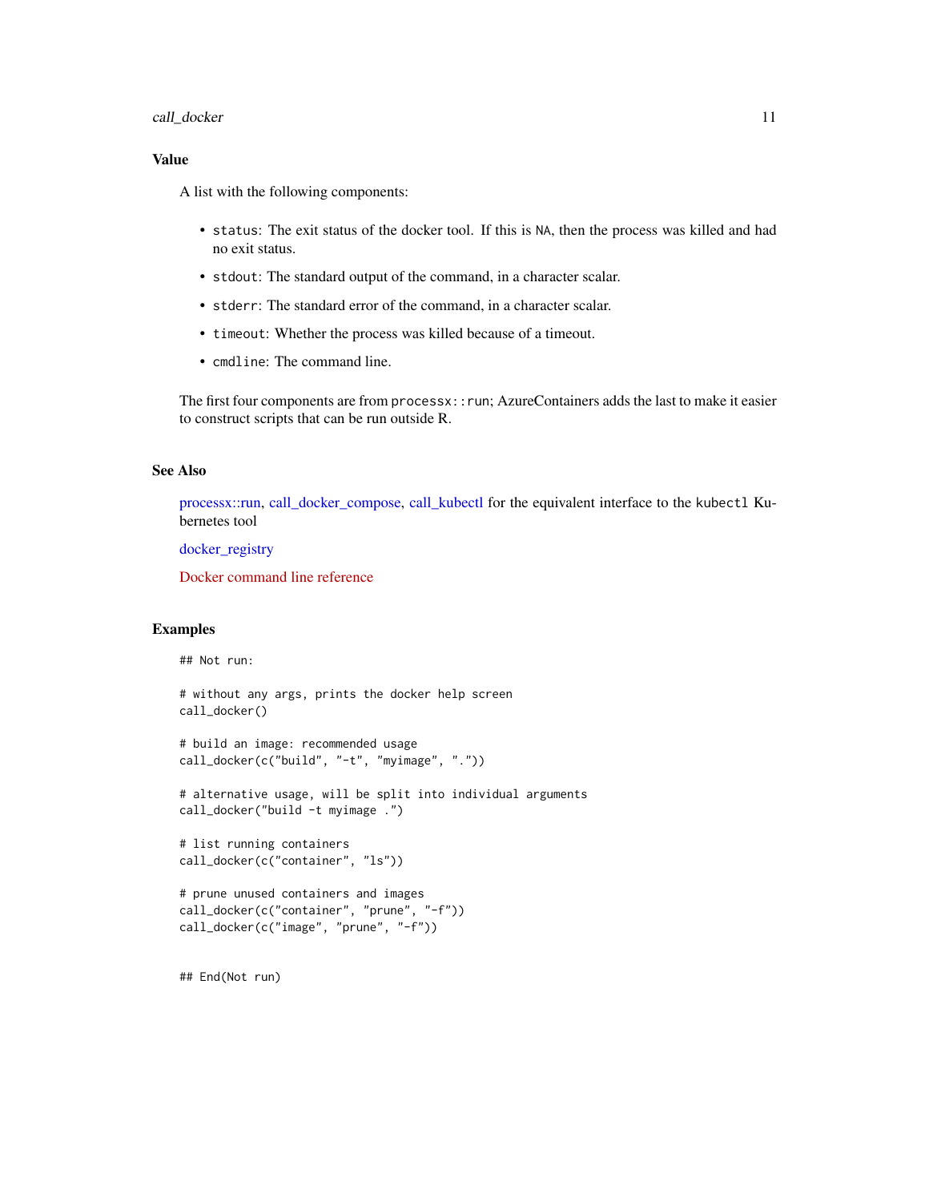### Value

A list with the following components:

- `status`: The exit status of the docker tool. If this is `NA`, then the process was killed and had no exit status.
- `stdout`: The standard output of the command, in a character scalar.
- `stderr`: The standard error of the command, in a character scalar.
- `timeout`: Whether the process was killed because of a timeout.
- `cmdline`: The command line.

The first four components are from `processx::run`; AzureContainers adds the last to make it easier to construct scripts that can be run outside R.

### See Also

processx::run, call_docker_compose, call_kubectl for the equivalent interface to the `kubectl` Kubernetes tool

docker_registry

Docker command line reference

### Examples

```
## Not run:

# without any args, prints the docker help screen
call_docker()

# build an image: recommended usage
call_docker(c("build", "-t", "myimage", "."))

# alternative usage, will be split into individual arguments
call_docker("build -t myimage .")

# list running containers
call_docker(c("container", "ls"))

# prune unused containers and images
call_docker(c("container", "prune", "-f"))
call_docker(c("image", "prune", "-f"))


## End(Not run)
```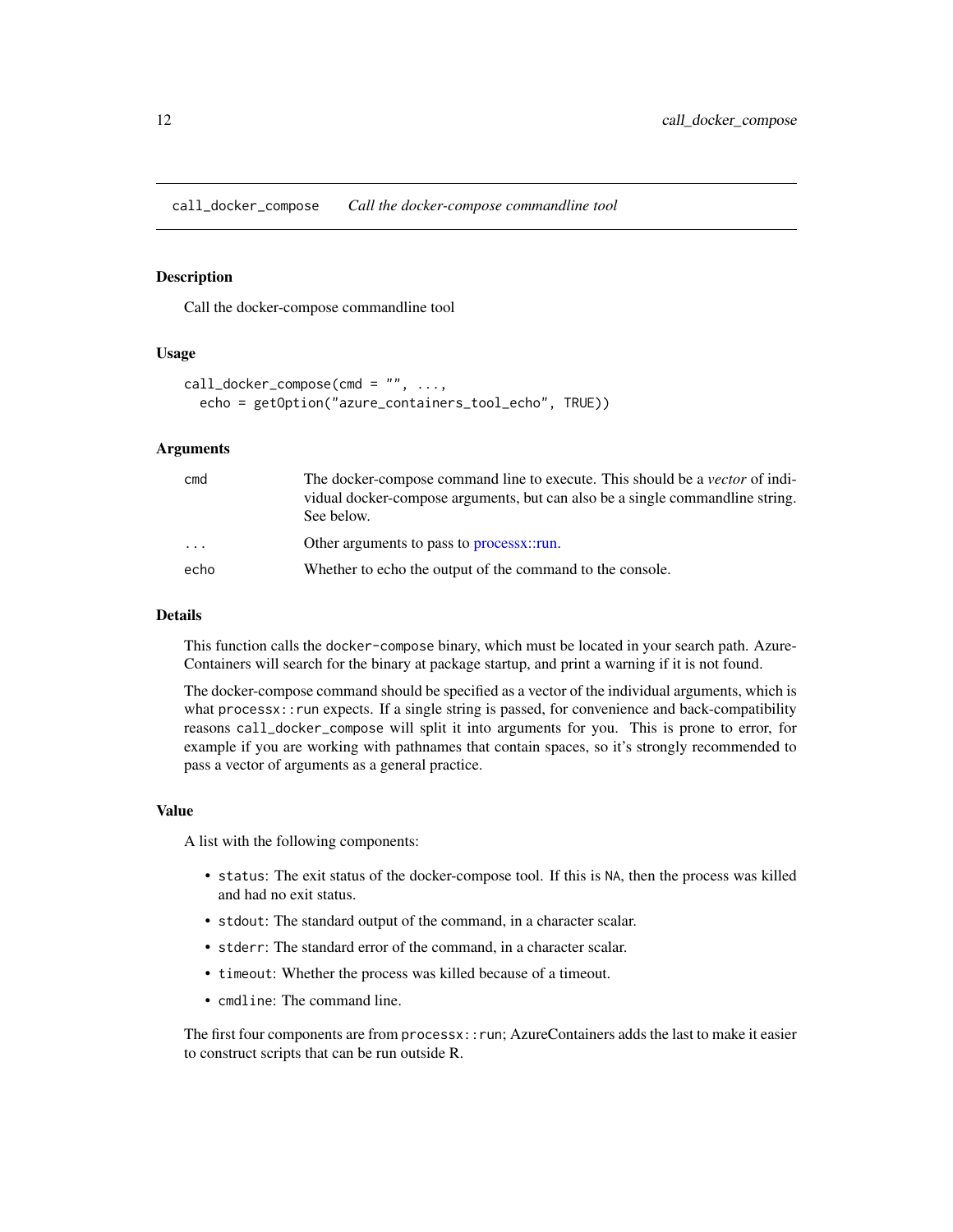## call_docker_compose *Call the docker-compose commandline tool*

### Description

Call the docker-compose commandline tool

### Usage

```
call_docker_compose(cmd = "", ...,
  echo = getOption("azure_containers_tool_echo", TRUE))
```

### Arguments

| | |
|---|---|
| `cmd` | The docker-compose command line to execute. This should be a *vector* of individual docker-compose arguments, but can also be a single commandline string. See below. |
| `...` | Other arguments to pass to processx::run. |
| `echo` | Whether to echo the output of the command to the console. |

### Details

This function calls the `docker-compose` binary, which must be located in your search path. AzureContainers will search for the binary at package startup, and print a warning if it is not found.

The docker-compose command should be specified as a vector of the individual arguments, which is what `processx::run` expects. If a single string is passed, for convenience and back-compatibility reasons `call_docker_compose` will split it into arguments for you. This is prone to error, for example if you are working with pathnames that contain spaces, so it's strongly recommended to pass a vector of arguments as a general practice.

### Value

A list with the following components:

- `status`: The exit status of the docker-compose tool. If this is `NA`, then the process was killed and had no exit status.
- `stdout`: The standard output of the command, in a character scalar.
- `stderr`: The standard error of the command, in a character scalar.
- `timeout`: Whether the process was killed because of a timeout.
- `cmdline`: The command line.

The first four components are from `processx::run`; AzureContainers adds the last to make it easier to construct scripts that can be run outside R.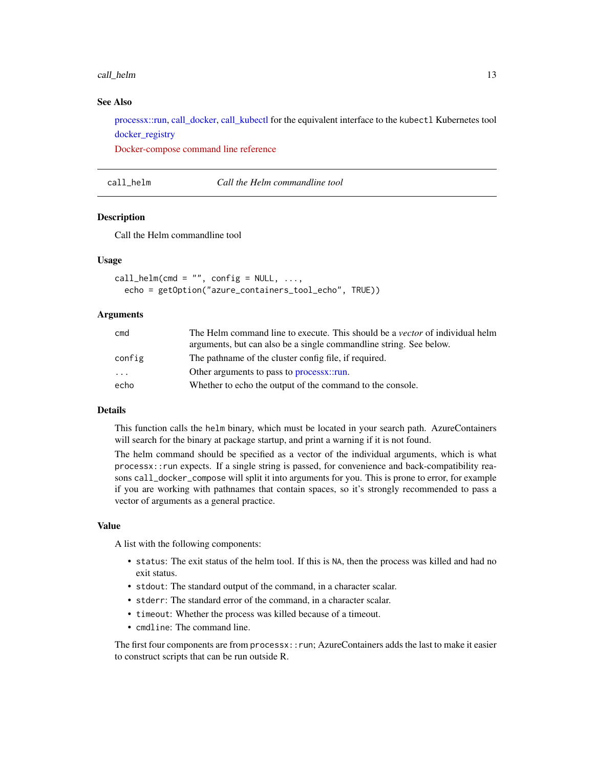## See Also

processx::run, call_docker, call_kubectl for the equivalent interface to the `kubectl` Kubernetes tool

docker_registry

Docker-compose command line reference

---

## call_helm — *Call the Helm commandline tool*

### Description

Call the Helm commandline tool

### Usage

```
call_helm(cmd = "", config = NULL, ...,
  echo = getOption("azure_containers_tool_echo", TRUE))
```

### Arguments

| Argument | Description |
|---|---|
| `cmd` | The Helm command line to execute. This should be a *vector* of individual helm arguments, but can also be a single commandline string. See below. |
| `config` | The pathname of the cluster config file, if required. |
| `...` | Other arguments to pass to processx::run. |
| `echo` | Whether to echo the output of the command to the console. |

### Details

This function calls the `helm` binary, which must be located in your search path. AzureContainers will search for the binary at package startup, and print a warning if it is not found.

The helm command should be specified as a vector of the individual arguments, which is what `processx::run` expects. If a single string is passed, for convenience and back-compatibility reasons `call_docker_compose` will split it into arguments for you. This is prone to error, for example if you are working with pathnames that contain spaces, so it's strongly recommended to pass a vector of arguments as a general practice.

### Value

A list with the following components:

- `status`: The exit status of the helm tool. If this is `NA`, then the process was killed and had no exit status.
- `stdout`: The standard output of the command, in a character scalar.
- `stderr`: The standard error of the command, in a character scalar.
- `timeout`: Whether the process was killed because of a timeout.
- `cmdline`: The command line.

The first four components are from `processx::run`; AzureContainers adds the last to make it easier to construct scripts that can be run outside R.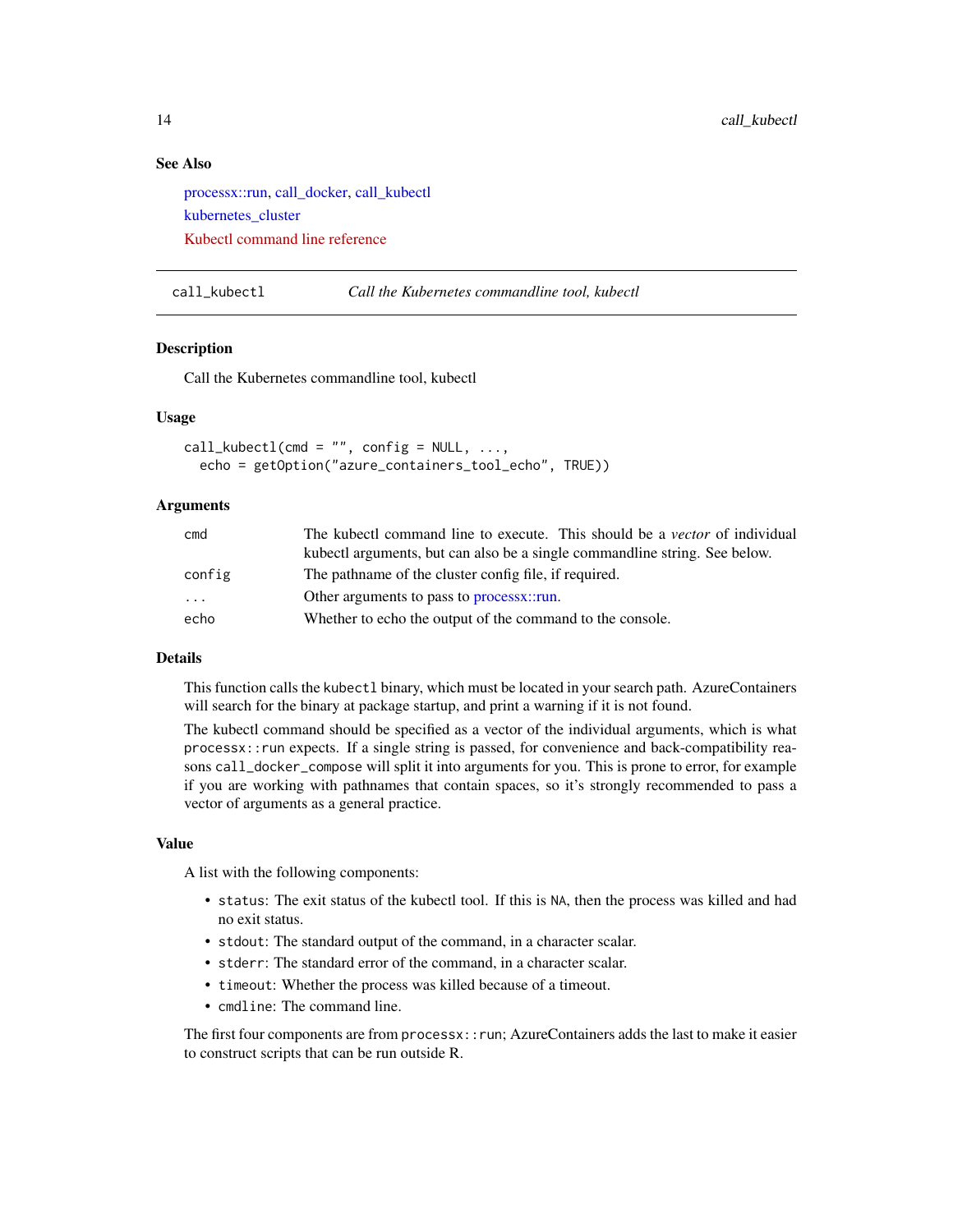## See Also

processx::run, call_docker, call_kubectl

kubernetes_cluster

Kubectl command line reference

---

## call_kubectl — *Call the Kubernetes commandline tool, kubectl*

### Description

Call the Kubernetes commandline tool, kubectl

### Usage

```
call_kubectl(cmd = "", config = NULL, ...,
  echo = getOption("azure_containers_tool_echo", TRUE))
```

### Arguments

| | |
|---|---|
| `cmd` | The kubectl command line to execute. This should be a *vector* of individual kubectl arguments, but can also be a single commandline string. See below. |
| `config` | The pathname of the cluster config file, if required. |
| `...` | Other arguments to pass to processx::run. |
| `echo` | Whether to echo the output of the command to the console. |

### Details

This function calls the `kubectl` binary, which must be located in your search path. AzureContainers will search for the binary at package startup, and print a warning if it is not found.

The kubectl command should be specified as a vector of the individual arguments, which is what `processx::run` expects. If a single string is passed, for convenience and back-compatibility reasons `call_docker_compose` will split it into arguments for you. This is prone to error, for example if you are working with pathnames that contain spaces, so it's strongly recommended to pass a vector of arguments as a general practice.

### Value

A list with the following components:

- `status`: The exit status of the kubectl tool. If this is `NA`, then the process was killed and had no exit status.
- `stdout`: The standard output of the command, in a character scalar.
- `stderr`: The standard error of the command, in a character scalar.
- `timeout`: Whether the process was killed because of a timeout.
- `cmdline`: The command line.

The first four components are from `processx::run`; AzureContainers adds the last to make it easier to construct scripts that can be run outside R.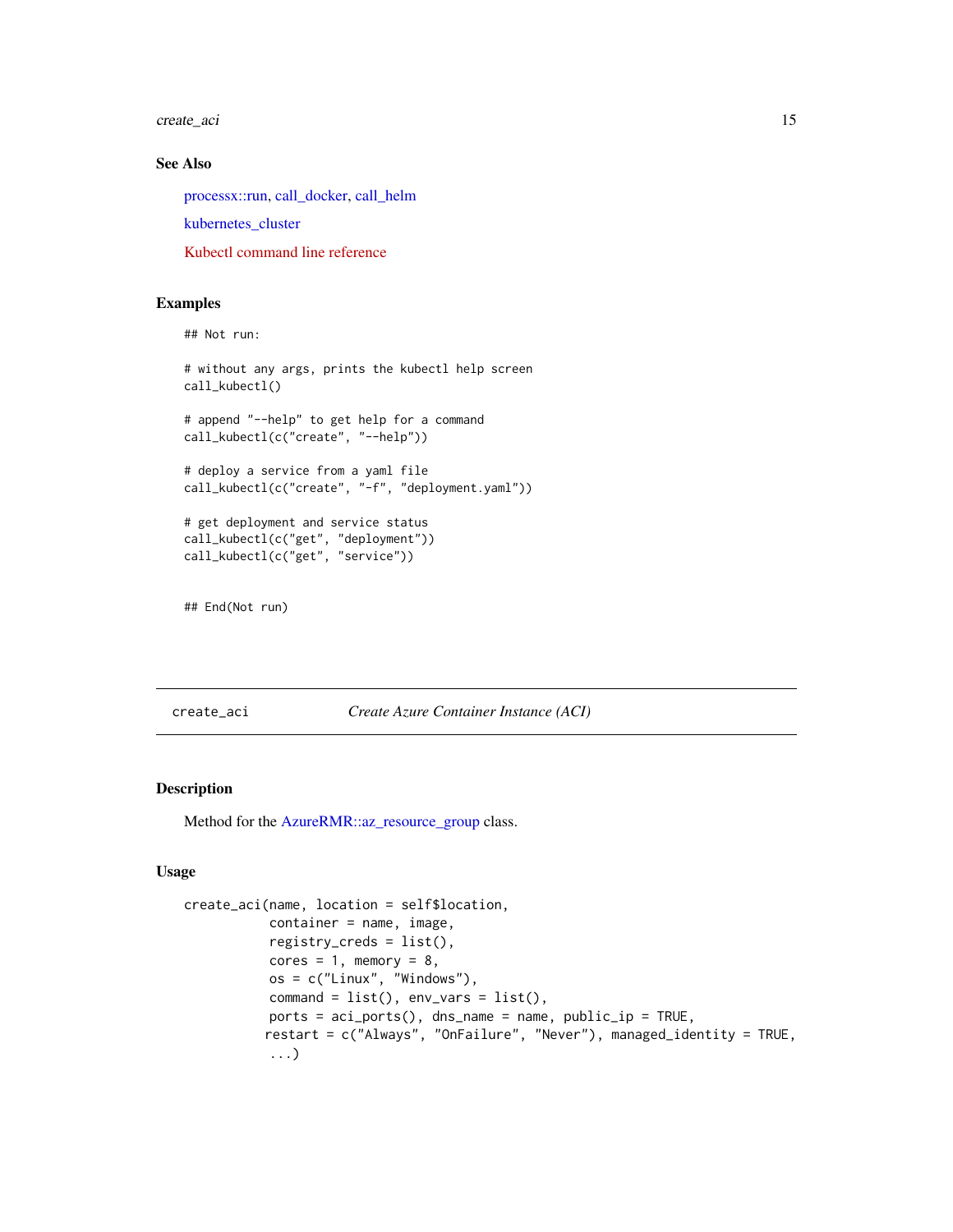## See Also

processx::run, call_docker, call_helm

kubernetes_cluster

Kubectl command line reference

## Examples

```
## Not run:

# without any args, prints the kubectl help screen
call_kubectl()

# append "--help" to get help for a command
call_kubectl(c("create", "--help"))

# deploy a service from a yaml file
call_kubectl(c("create", "-f", "deployment.yaml"))

# get deployment and service status
call_kubectl(c("get", "deployment"))
call_kubectl(c("get", "service"))


## End(Not run)
```

---

`create_aci` *Create Azure Container Instance (ACI)*

---

## Description

Method for the AzureRMR::az_resource_group class.

## Usage

```
create_aci(name, location = self$location,
           container = name, image,
           registry_creds = list(),
           cores = 1, memory = 8,
           os = c("Linux", "Windows"),
           command = list(), env_vars = list(),
           ports = aci_ports(), dns_name = name, public_ip = TRUE,
          restart = c("Always", "OnFailure", "Never"), managed_identity = TRUE,
           ...)
```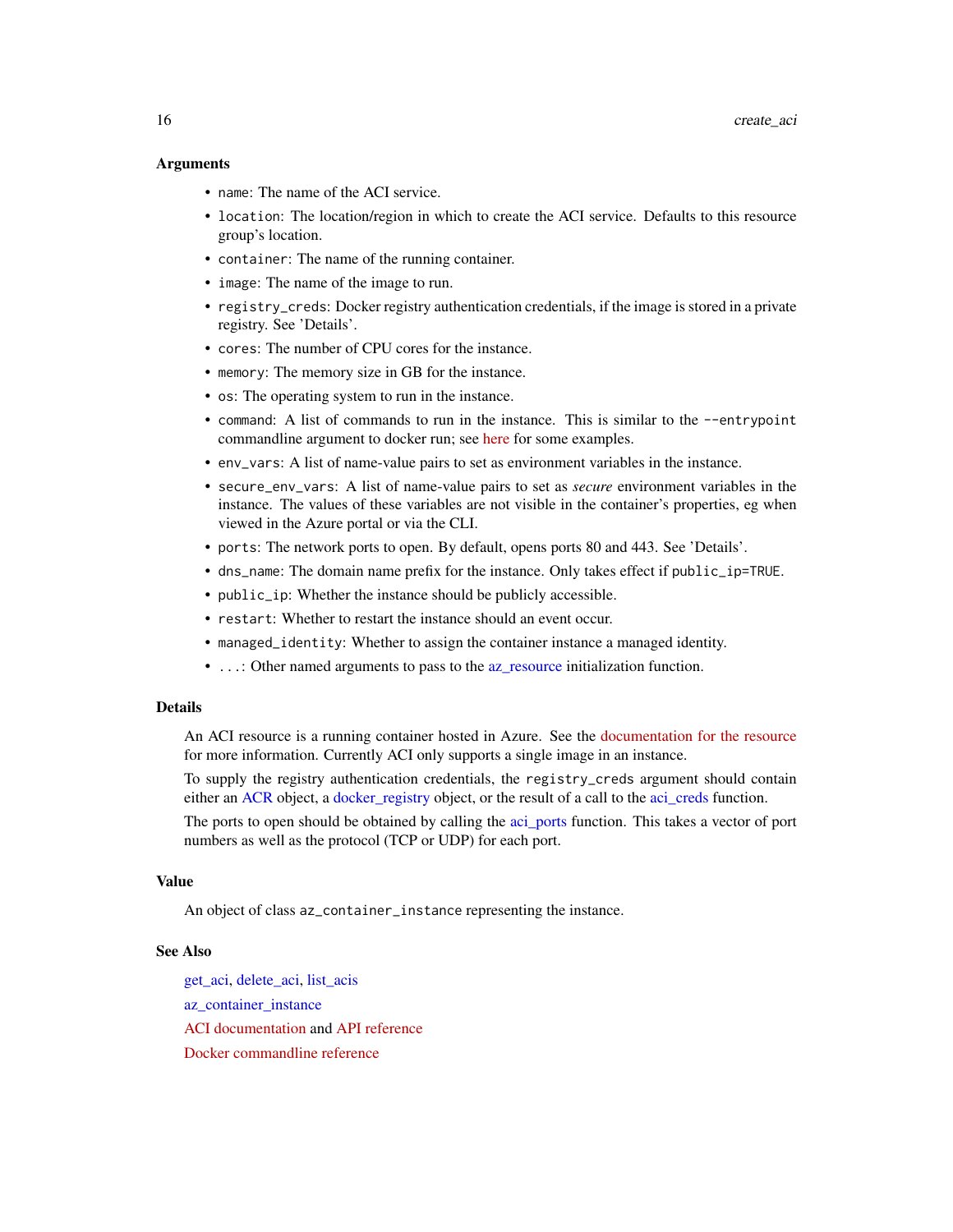### Arguments

- `name`: The name of the ACI service.
- `location`: The location/region in which to create the ACI service. Defaults to this resource group's location.
- `container`: The name of the running container.
- `image`: The name of the image to run.
- `registry_creds`: Docker registry authentication credentials, if the image is stored in a private registry. See 'Details'.
- `cores`: The number of CPU cores for the instance.
- `memory`: The memory size in GB for the instance.
- `os`: The operating system to run in the instance.
- `command`: A list of commands to run in the instance. This is similar to the `--entrypoint` commandline argument to docker run; see here for some examples.
- `env_vars`: A list of name-value pairs to set as environment variables in the instance.
- `secure_env_vars`: A list of name-value pairs to set as *secure* environment variables in the instance. The values of these variables are not visible in the container's properties, eg when viewed in the Azure portal or via the CLI.
- `ports`: The network ports to open. By default, opens ports 80 and 443. See 'Details'.
- `dns_name`: The domain name prefix for the instance. Only takes effect if `public_ip=TRUE`.
- `public_ip`: Whether the instance should be publicly accessible.
- `restart`: Whether to restart the instance should an event occur.
- `managed_identity`: Whether to assign the container instance a managed identity.
- `...`: Other named arguments to pass to the az_resource initialization function.

### Details

An ACI resource is a running container hosted in Azure. See the documentation for the resource for more information. Currently ACI only supports a single image in an instance.

To supply the registry authentication credentials, the `registry_creds` argument should contain either an ACR object, a docker_registry object, or the result of a call to the aci_creds function.

The ports to open should be obtained by calling the aci_ports function. This takes a vector of port numbers as well as the protocol (TCP or UDP) for each port.

### Value

An object of class `az_container_instance` representing the instance.

### See Also

get_aci, delete_aci, list_acis

az_container_instance

ACI documentation and API reference

Docker commandline reference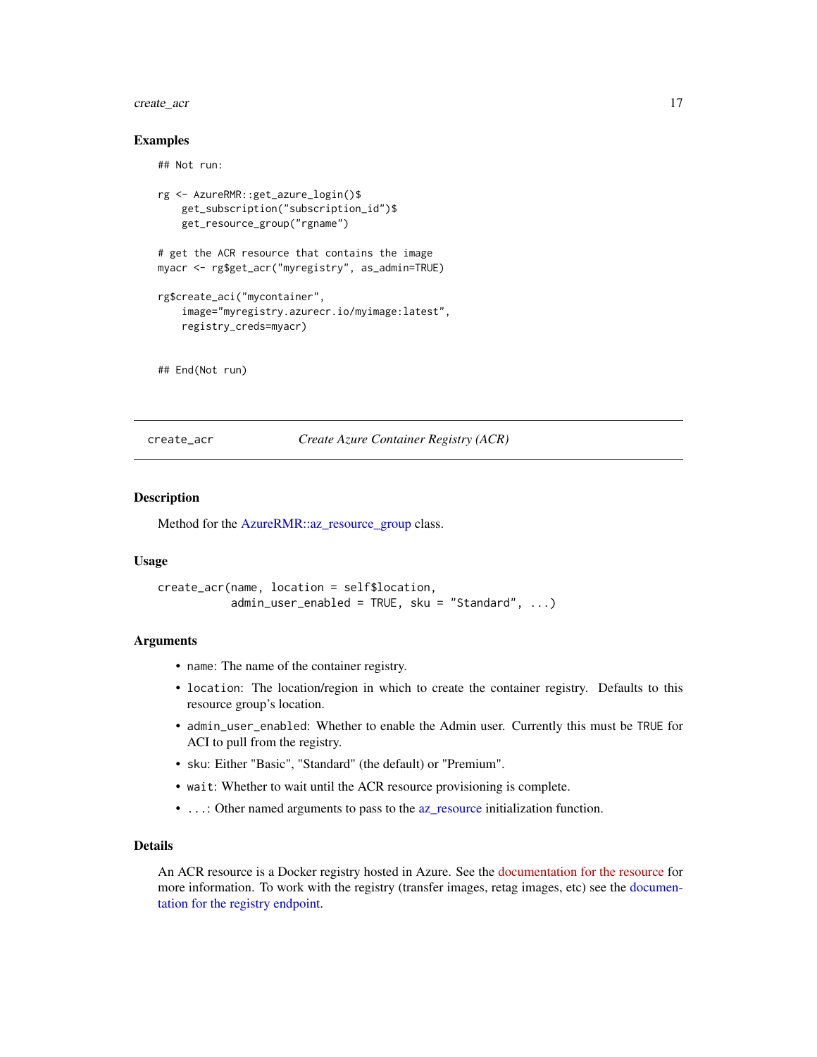## Examples

```
## Not run:

rg <- AzureRMR::get_azure_login()$
    get_subscription("subscription_id")$
    get_resource_group("rgname")

# get the ACR resource that contains the image
myacr <- rg$get_acr("myregistry", as_admin=TRUE)

rg$create_aci("mycontainer",
    image="myregistry.azurecr.io/myimage:latest",
    registry_creds=myacr)


## End(Not run)
```

---

create_acr    *Create Azure Container Registry (ACR)*

---

## Description

Method for the AzureRMR::az_resource_group class.

## Usage

```
create_acr(name, location = self$location,
           admin_user_enabled = TRUE, sku = "Standard", ...)
```

## Arguments

- `name`: The name of the container registry.
- `location`: The location/region in which to create the container registry. Defaults to this resource group's location.
- `admin_user_enabled`: Whether to enable the Admin user. Currently this must be `TRUE` for ACI to pull from the registry.
- `sku`: Either "Basic", "Standard" (the default) or "Premium".
- `wait`: Whether to wait until the ACR resource provisioning is complete.
- `...`: Other named arguments to pass to the az_resource initialization function.

## Details

An ACR resource is a Docker registry hosted in Azure. See the documentation for the resource for more information. To work with the registry (transfer images, retag images, etc) see the documentation for the registry endpoint.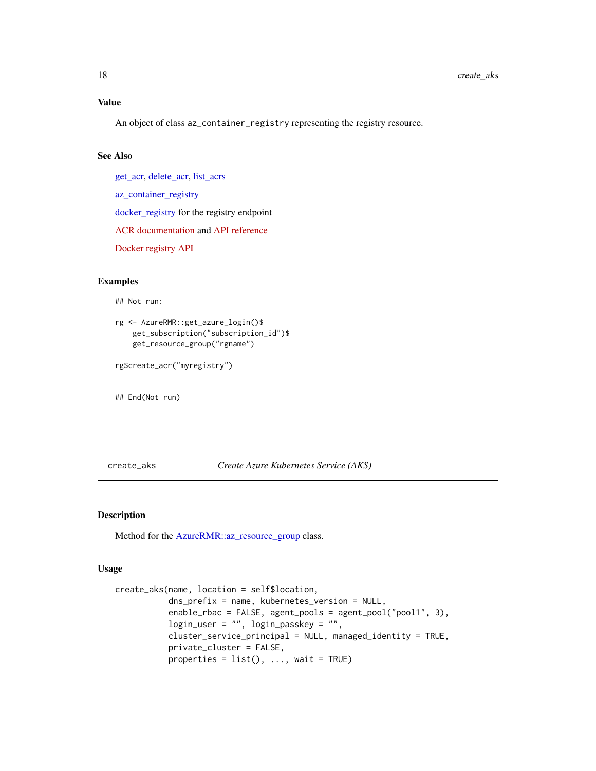### Value

An object of class `az_container_registry` representing the registry resource.

### See Also

get_acr, delete_acr, list_acrs

az_container_registry

docker_registry for the registry endpoint

ACR documentation and API reference

Docker registry API

### Examples

```
## Not run:

rg <- AzureRMR::get_azure_login()$
    get_subscription("subscription_id")$
    get_resource_group("rgname")

rg$create_acr("myregistry")


## End(Not run)
```

---

## create_aks — *Create Azure Kubernetes Service (AKS)*

---

### Description

Method for the AzureRMR::az_resource_group class.

### Usage

```
create_aks(name, location = self$location,
           dns_prefix = name, kubernetes_version = NULL,
           enable_rbac = FALSE, agent_pools = agent_pool("pool1", 3),
           login_user = "", login_passkey = "",
           cluster_service_principal = NULL, managed_identity = TRUE,
           private_cluster = FALSE,
           properties = list(), ..., wait = TRUE)
```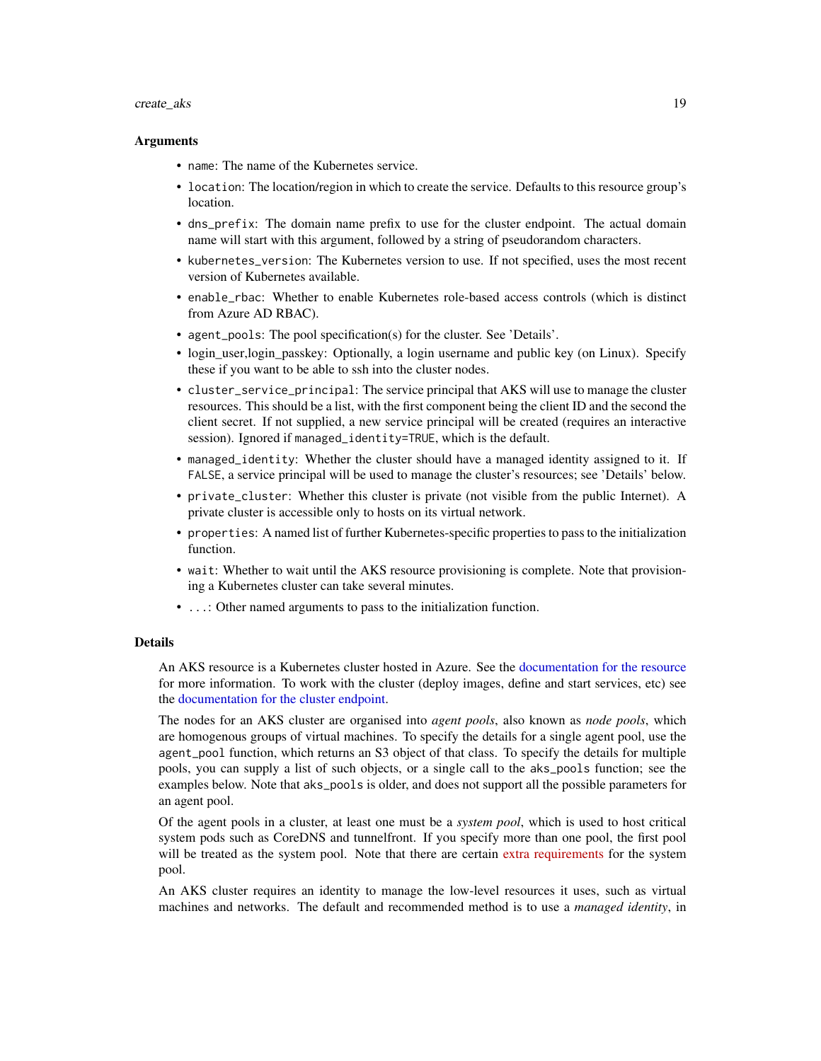## Arguments

- `name`: The name of the Kubernetes service.
- `location`: The location/region in which to create the service. Defaults to this resource group's location.
- `dns_prefix`: The domain name prefix to use for the cluster endpoint. The actual domain name will start with this argument, followed by a string of pseudorandom characters.
- `kubernetes_version`: The Kubernetes version to use. If not specified, uses the most recent version of Kubernetes available.
- `enable_rbac`: Whether to enable Kubernetes role-based access controls (which is distinct from Azure AD RBAC).
- `agent_pools`: The pool specification(s) for the cluster. See 'Details'.
- login_user,login_passkey: Optionally, a login username and public key (on Linux). Specify these if you want to be able to ssh into the cluster nodes.
- `cluster_service_principal`: The service principal that AKS will use to manage the cluster resources. This should be a list, with the first component being the client ID and the second the client secret. If not supplied, a new service principal will be created (requires an interactive session). Ignored if `managed_identity=TRUE`, which is the default.
- `managed_identity`: Whether the cluster should have a managed identity assigned to it. If `FALSE`, a service principal will be used to manage the cluster's resources; see 'Details' below.
- `private_cluster`: Whether this cluster is private (not visible from the public Internet). A private cluster is accessible only to hosts on its virtual network.
- `properties`: A named list of further Kubernetes-specific properties to pass to the initialization function.
- `wait`: Whether to wait until the AKS resource provisioning is complete. Note that provisioning a Kubernetes cluster can take several minutes.
- `...`: Other named arguments to pass to the initialization function.

## Details

An AKS resource is a Kubernetes cluster hosted in Azure. See the documentation for the resource for more information. To work with the cluster (deploy images, define and start services, etc) see the documentation for the cluster endpoint.

The nodes for an AKS cluster are organised into *agent pools*, also known as *node pools*, which are homogenous groups of virtual machines. To specify the details for a single agent pool, use the `agent_pool` function, which returns an S3 object of that class. To specify the details for multiple pools, you can supply a list of such objects, or a single call to the `aks_pools` function; see the examples below. Note that `aks_pools` is older, and does not support all the possible parameters for an agent pool.

Of the agent pools in a cluster, at least one must be a *system pool*, which is used to host critical system pods such as CoreDNS and tunnelfront. If you specify more than one pool, the first pool will be treated as the system pool. Note that there are certain extra requirements for the system pool.

An AKS cluster requires an identity to manage the low-level resources it uses, such as virtual machines and networks. The default and recommended method is to use a *managed identity*, in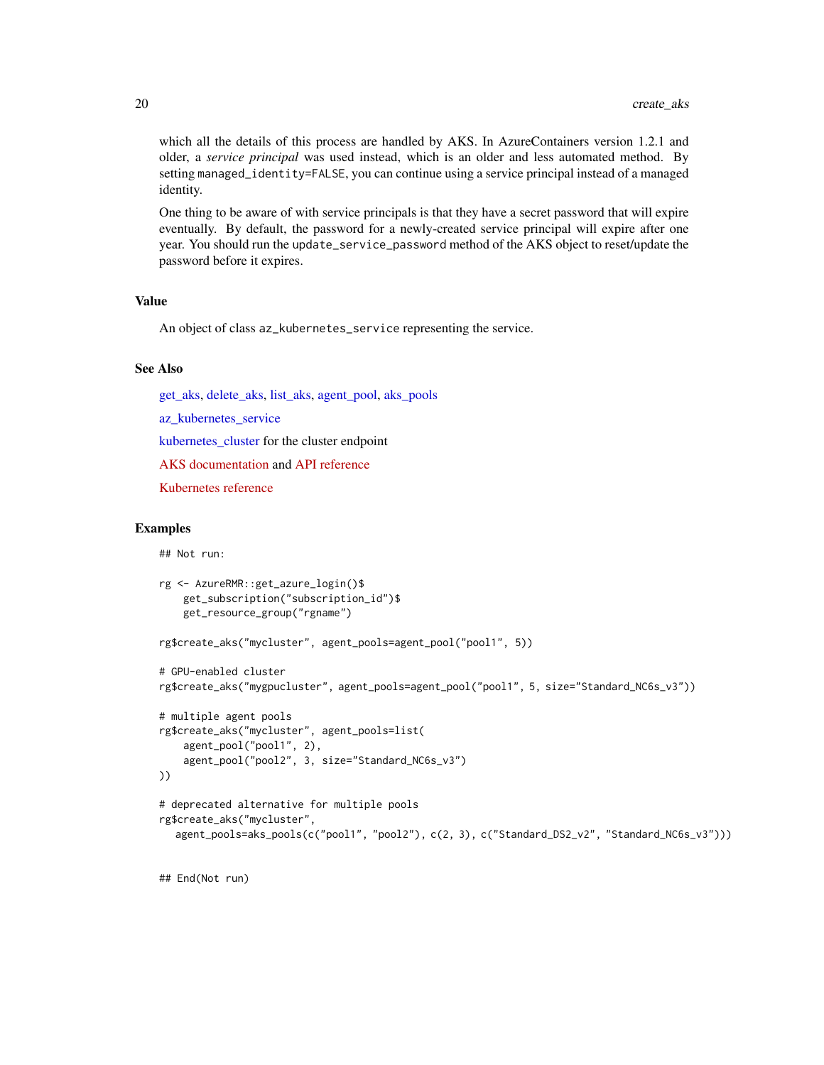which all the details of this process are handled by AKS. In AzureContainers version 1.2.1 and older, a *service principal* was used instead, which is an older and less automated method. By setting `managed_identity=FALSE`, you can continue using a service principal instead of a managed identity.

One thing to be aware of with service principals is that they have a secret password that will expire eventually. By default, the password for a newly-created service principal will expire after one year. You should run the `update_service_password` method of the AKS object to reset/update the password before it expires.

## Value

An object of class `az_kubernetes_service` representing the service.

## See Also

get_aks, delete_aks, list_aks, agent_pool, aks_pools

az_kubernetes_service

kubernetes_cluster for the cluster endpoint

AKS documentation and API reference

Kubernetes reference

## Examples

```
## Not run:

rg <- AzureRMR::get_azure_login()$
    get_subscription("subscription_id")$
    get_resource_group("rgname")

rg$create_aks("mycluster", agent_pools=agent_pool("pool1", 5))

# GPU-enabled cluster
rg$create_aks("mygpucluster", agent_pools=agent_pool("pool1", 5, size="Standard_NC6s_v3"))

# multiple agent pools
rg$create_aks("mycluster", agent_pools=list(
    agent_pool("pool1", 2),
    agent_pool("pool2", 3, size="Standard_NC6s_v3")
))

# deprecated alternative for multiple pools
rg$create_aks("mycluster",
   agent_pools=aks_pools(c("pool1", "pool2"), c(2, 3), c("Standard_DS2_v2", "Standard_NC6s_v3")))


## End(Not run)
```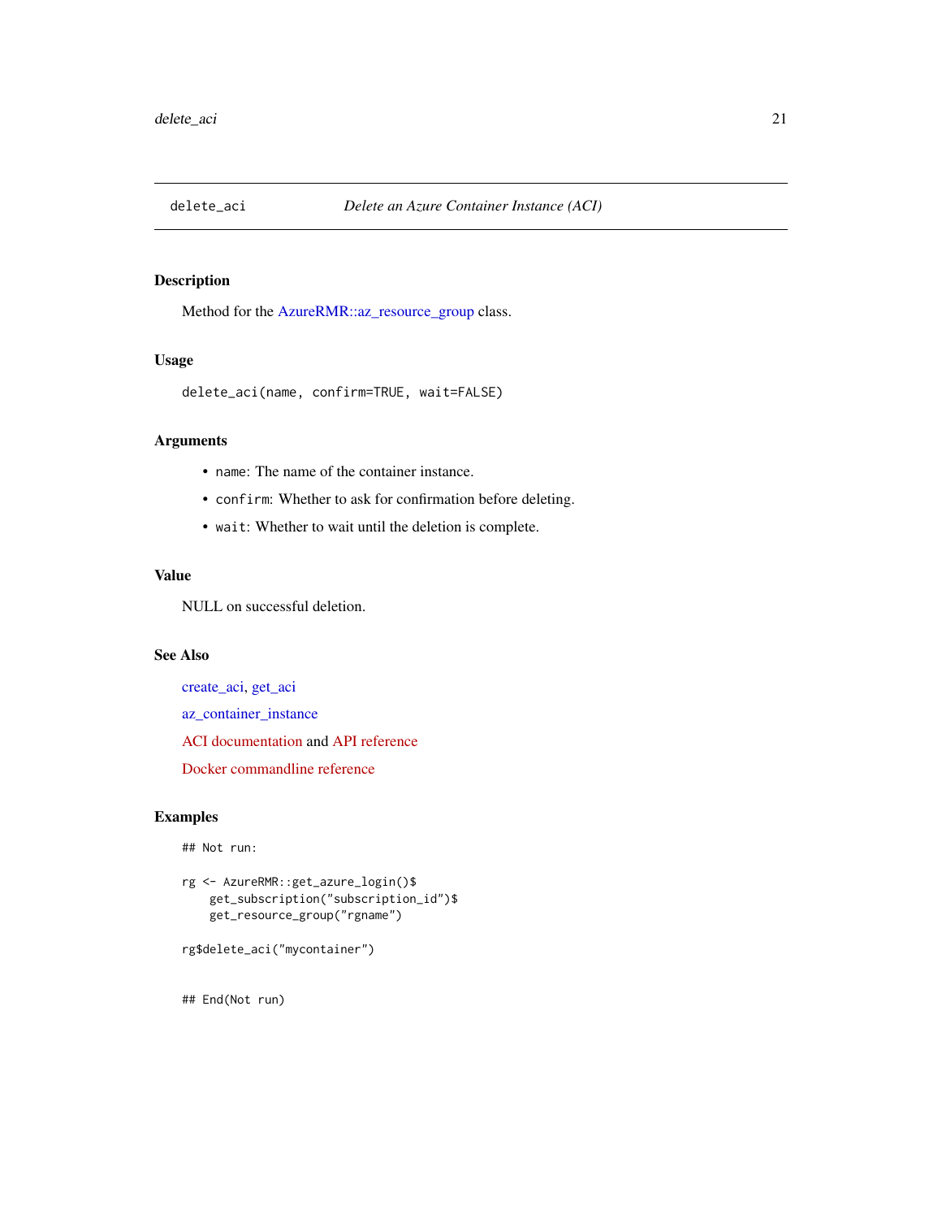# delete_aci — *Delete an Azure Container Instance (ACI)*

## Description

Method for the AzureRMR::az_resource_group class.

## Usage

```
delete_aci(name, confirm=TRUE, wait=FALSE)
```

## Arguments

- `name`: The name of the container instance.
- `confirm`: Whether to ask for confirmation before deleting.
- `wait`: Whether to wait until the deletion is complete.

## Value

NULL on successful deletion.

## See Also

create_aci, get_aci

az_container_instance

ACI documentation and API reference

Docker commandline reference

## Examples

```
## Not run:

rg <- AzureRMR::get_azure_login()$
    get_subscription("subscription_id")$
    get_resource_group("rgname")

rg$delete_aci("mycontainer")


## End(Not run)
```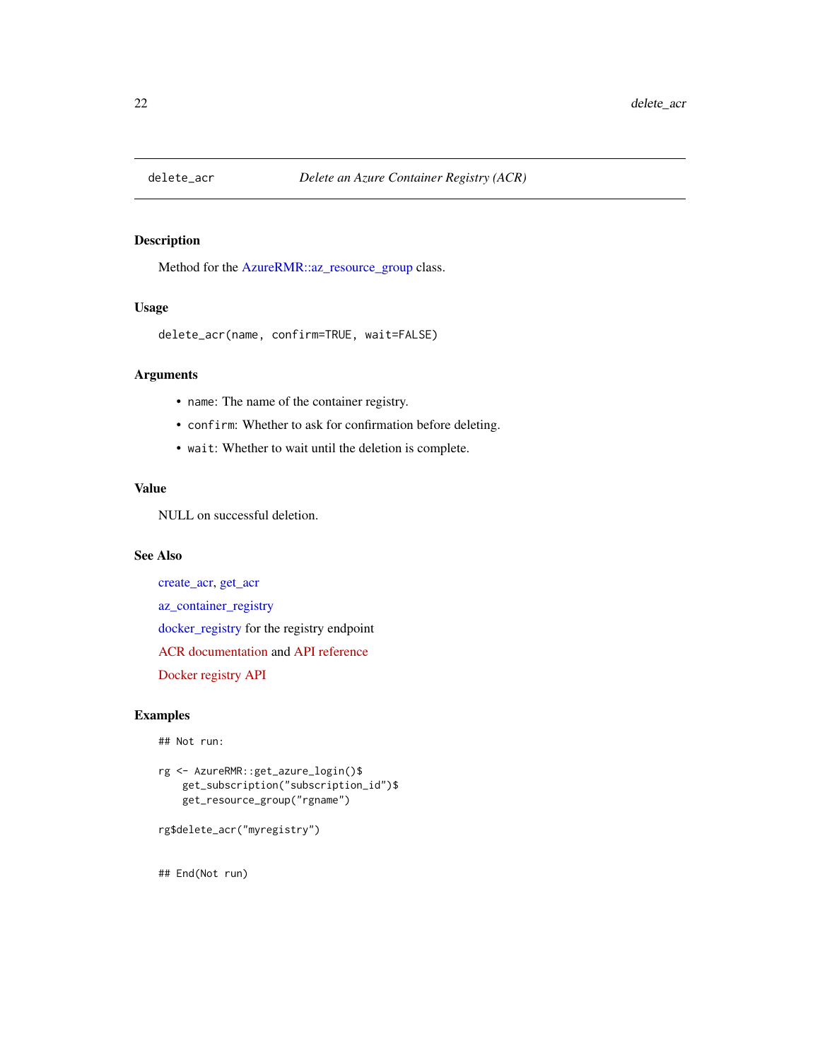## delete_acr — *Delete an Azure Container Registry (ACR)*

### Description

Method for the AzureRMR::az_resource_group class.

### Usage

```
delete_acr(name, confirm=TRUE, wait=FALSE)
```

### Arguments

- `name`: The name of the container registry.
- `confirm`: Whether to ask for confirmation before deleting.
- `wait`: Whether to wait until the deletion is complete.

### Value

NULL on successful deletion.

### See Also

create_acr, get_acr

az_container_registry

docker_registry for the registry endpoint

ACR documentation and API reference

Docker registry API

### Examples

```
## Not run:

rg <- AzureRMR::get_azure_login()$
    get_subscription("subscription_id")$
    get_resource_group("rgname")

rg$delete_acr("myregistry")


## End(Not run)
```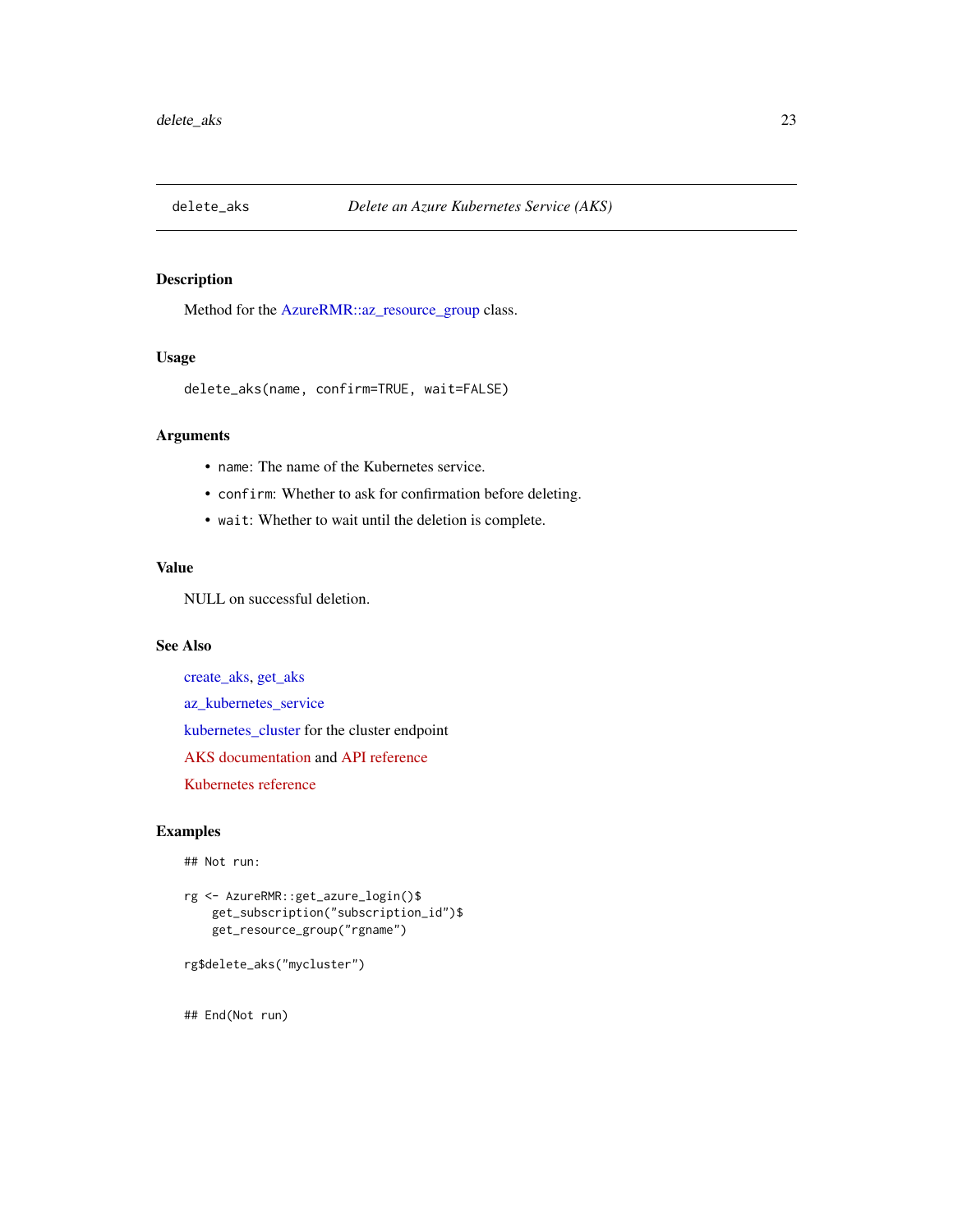# delete_aks — *Delete an Azure Kubernetes Service (AKS)*

## Description

Method for the AzureRMR::az_resource_group class.

## Usage

```
delete_aks(name, confirm=TRUE, wait=FALSE)
```

## Arguments

- `name`: The name of the Kubernetes service.
- `confirm`: Whether to ask for confirmation before deleting.
- `wait`: Whether to wait until the deletion is complete.

## Value

NULL on successful deletion.

## See Also

create_aks, get_aks

az_kubernetes_service

kubernetes_cluster for the cluster endpoint

AKS documentation and API reference

Kubernetes reference

## Examples

```
## Not run:

rg <- AzureRMR::get_azure_login()$
    get_subscription("subscription_id")$
    get_resource_group("rgname")

rg$delete_aks("mycluster")


## End(Not run)
```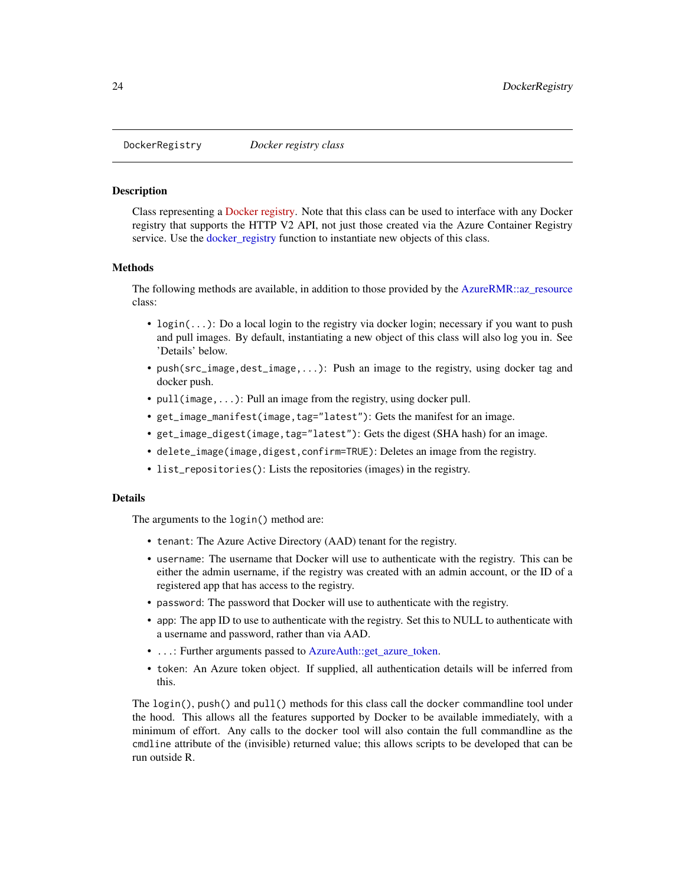# DockerRegistry — *Docker registry class*

## Description

Class representing a Docker registry. Note that this class can be used to interface with any Docker registry that supports the HTTP V2 API, not just those created via the Azure Container Registry service. Use the docker_registry function to instantiate new objects of this class.

## Methods

The following methods are available, in addition to those provided by the AzureRMR::az_resource class:

- `login(...)`: Do a local login to the registry via docker login; necessary if you want to push and pull images. By default, instantiating a new object of this class will also log you in. See 'Details' below.
- `push(src_image,dest_image,...)`: Push an image to the registry, using docker tag and docker push.
- `pull(image,...)`: Pull an image from the registry, using docker pull.
- `get_image_manifest(image,tag="latest")`: Gets the manifest for an image.
- `get_image_digest(image,tag="latest")`: Gets the digest (SHA hash) for an image.
- `delete_image(image,digest,confirm=TRUE)`: Deletes an image from the registry.
- `list_repositories()`: Lists the repositories (images) in the registry.

## Details

The arguments to the `login()` method are:

- `tenant`: The Azure Active Directory (AAD) tenant for the registry.
- `username`: The username that Docker will use to authenticate with the registry. This can be either the admin username, if the registry was created with an admin account, or the ID of a registered app that has access to the registry.
- `password`: The password that Docker will use to authenticate with the registry.
- `app`: The app ID to use to authenticate with the registry. Set this to NULL to authenticate with a username and password, rather than via AAD.
- `...`: Further arguments passed to AzureAuth::get_azure_token.
- `token`: An Azure token object. If supplied, all authentication details will be inferred from this.

The `login()`, `push()` and `pull()` methods for this class call the `docker` commandline tool under the hood. This allows all the features supported by Docker to be available immediately, with a minimum of effort. Any calls to the `docker` tool will also contain the full commandline as the `cmdline` attribute of the (invisible) returned value; this allows scripts to be developed that can be run outside R.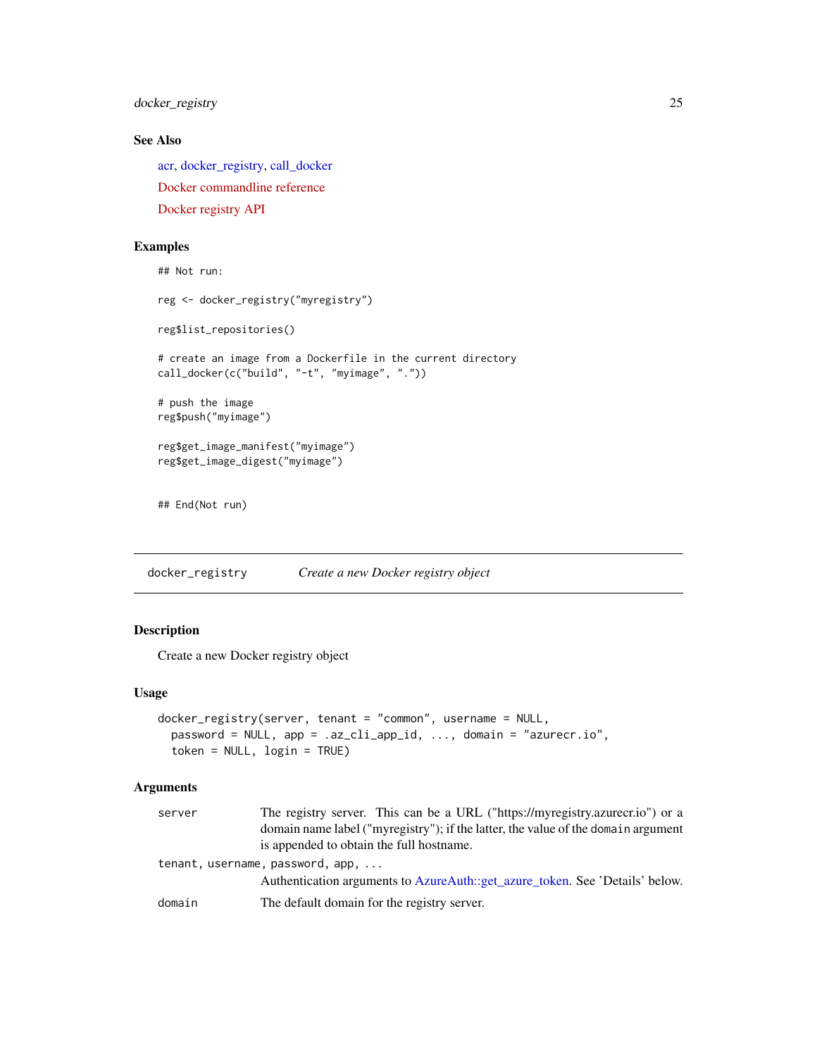## See Also

acr, docker_registry, call_docker

Docker commandline reference

Docker registry API

## Examples

```
## Not run:

reg <- docker_registry("myregistry")

reg$list_repositories()

# create an image from a Dockerfile in the current directory
call_docker(c("build", "-t", "myimage", "."))

# push the image
reg$push("myimage")

reg$get_image_manifest("myimage")
reg$get_image_digest("myimage")


## End(Not run)
```

---

# docker_registry *Create a new Docker registry object*

## Description

Create a new Docker registry object

## Usage

```
docker_registry(server, tenant = "common", username = NULL,
  password = NULL, app = .az_cli_app_id, ..., domain = "azurecr.io",
  token = NULL, login = TRUE)
```

## Arguments

`server` The registry server. This can be a URL ("https://myregistry.azurecr.io") or a domain name label ("myregistry"); if the latter, the value of the `domain` argument is appended to obtain the full hostname.

`tenant, username, password, app, ...` Authentication arguments to AzureAuth::get_azure_token. See 'Details' below.

`domain` The default domain for the registry server.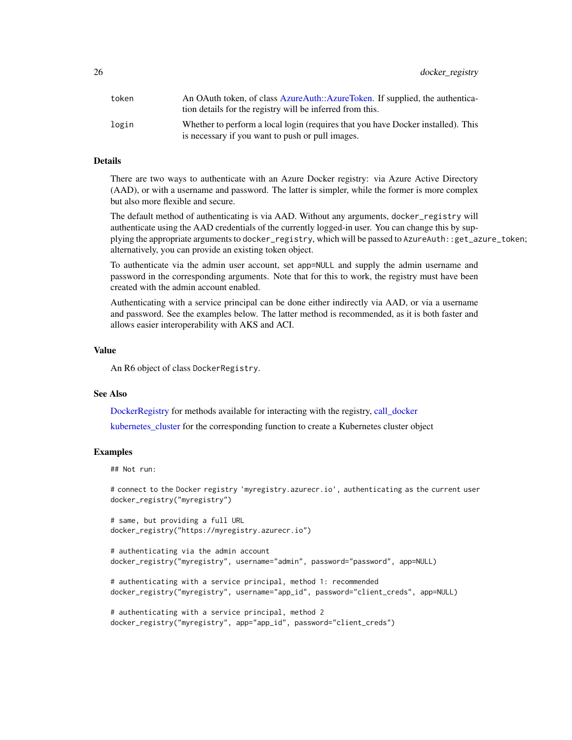| | |
|---|---|
| token | An OAuth token, of class AzureAuth::AzureToken. If supplied, the authentication details for the registry will be inferred from this. |
| login | Whether to perform a local login (requires that you have Docker installed). This is necessary if you want to push or pull images. |

## Details

There are two ways to authenticate with an Azure Docker registry: via Azure Active Directory (AAD), or with a username and password. The latter is simpler, while the former is more complex but also more flexible and secure.

The default method of authenticating is via AAD. Without any arguments, `docker_registry` will authenticate using the AAD credentials of the currently logged-in user. You can change this by supplying the appropriate arguments to `docker_registry`, which will be passed to `AzureAuth::get_azure_token`; alternatively, you can provide an existing token object.

To authenticate via the admin user account, set `app=NULL` and supply the admin username and password in the corresponding arguments. Note that for this to work, the registry must have been created with the admin account enabled.

Authenticating with a service principal can be done either indirectly via AAD, or via a username and password. See the examples below. The latter method is recommended, as it is both faster and allows easier interoperability with AKS and ACI.

## Value

An R6 object of class `DockerRegistry`.

## See Also

DockerRegistry for methods available for interacting with the registry, call_docker

kubernetes_cluster for the corresponding function to create a Kubernetes cluster object

## Examples

```
## Not run:

# connect to the Docker registry 'myregistry.azurecr.io', authenticating as the current user
docker_registry("myregistry")

# same, but providing a full URL
docker_registry("https://myregistry.azurecr.io")

# authenticating via the admin account
docker_registry("myregistry", username="admin", password="password", app=NULL)

# authenticating with a service principal, method 1: recommended
docker_registry("myregistry", username="app_id", password="client_creds", app=NULL)

# authenticating with a service principal, method 2
docker_registry("myregistry", app="app_id", password="client_creds")
```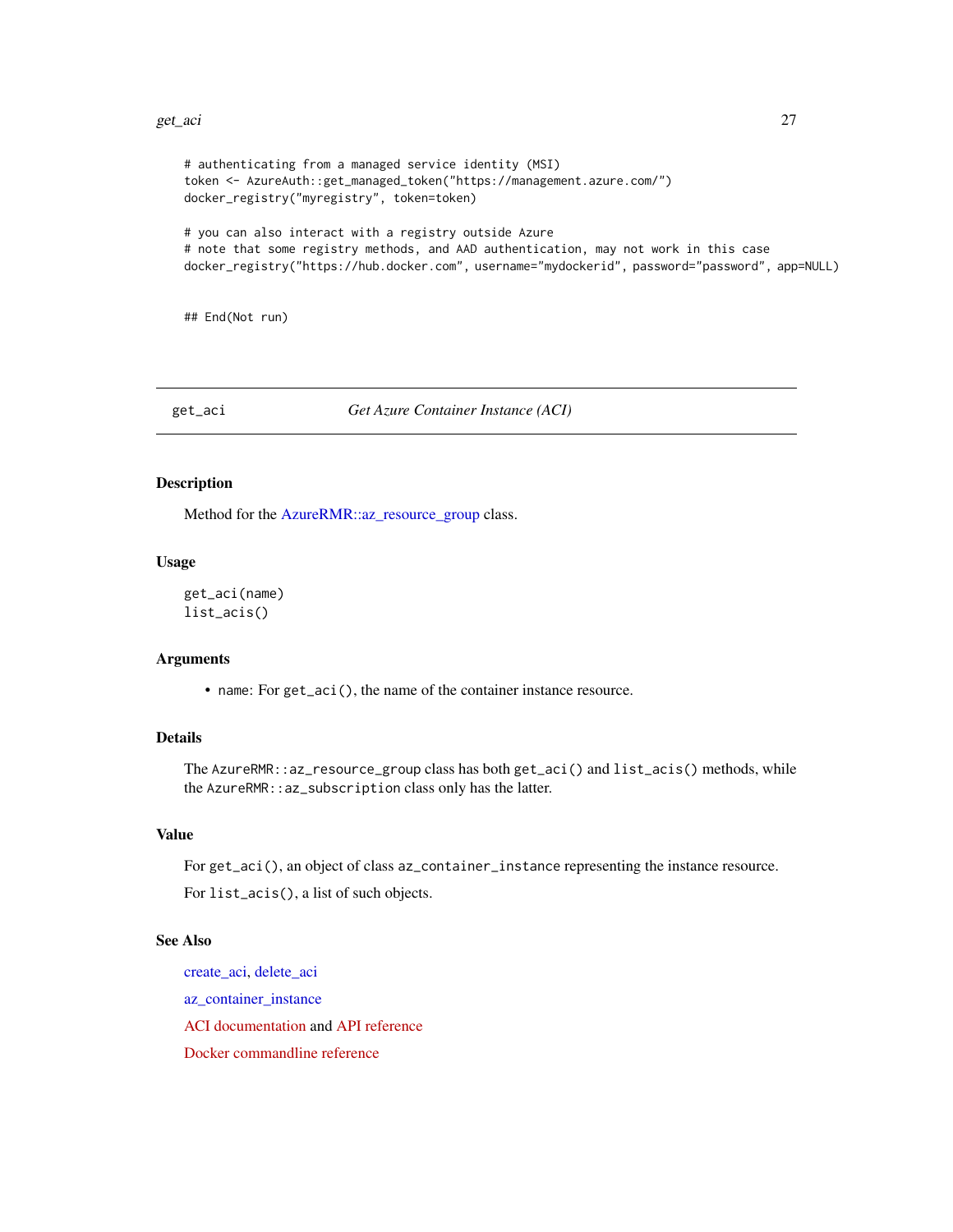```
# authenticating from a managed service identity (MSI)
token <- AzureAuth::get_managed_token("https://management.azure.com/")
docker_registry("myregistry", token=token)

# you can also interact with a registry outside Azure
# note that some registry methods, and AAD authentication, may not work in this case
docker_registry("https://hub.docker.com", username="mydockerid", password="password", app=NULL)


## End(Not run)
```

---

## get_aci *Get Azure Container Instance (ACI)*

### Description

Method for the AzureRMR::az_resource_group class.

### Usage

```
get_aci(name)
list_acis()
```

### Arguments

- `name`: For `get_aci()`, the name of the container instance resource.

### Details

The `AzureRMR::az_resource_group` class has both `get_aci()` and `list_acis()` methods, while the `AzureRMR::az_subscription` class only has the latter.

### Value

For `get_aci()`, an object of class `az_container_instance` representing the instance resource.

For `list_acis()`, a list of such objects.

### See Also

create_aci, delete_aci

az_container_instance

ACI documentation and API reference

Docker commandline reference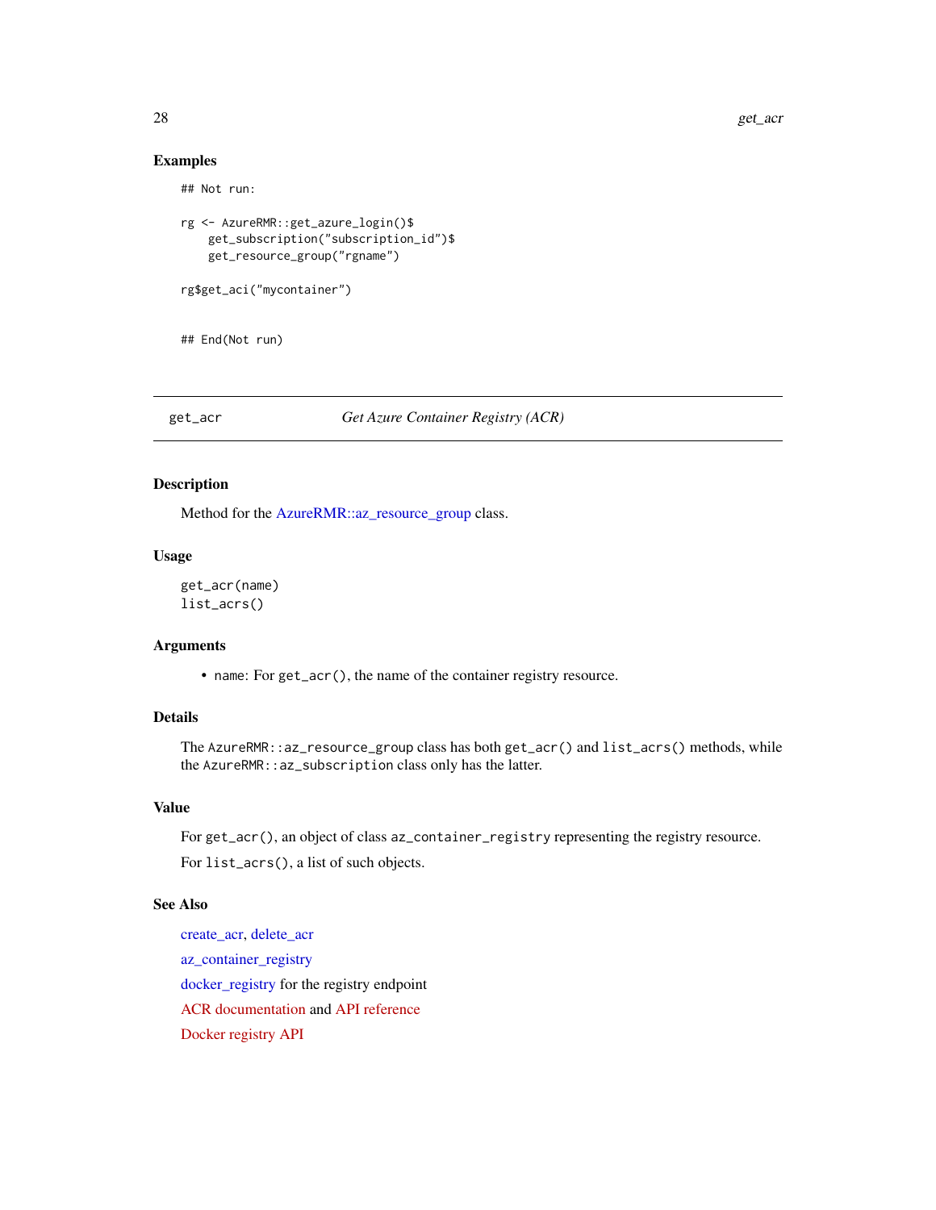## Examples

```
## Not run:

rg <- AzureRMR::get_azure_login()$
    get_subscription("subscription_id")$
    get_resource_group("rgname")

rg$get_aci("mycontainer")


## End(Not run)
```

---

## get_acr — *Get Azure Container Registry (ACR)*

### Description

Method for the AzureRMR::az_resource_group class.

### Usage

```
get_acr(name)
list_acrs()
```

### Arguments

- name: For get_acr(), the name of the container registry resource.

### Details

The AzureRMR::az_resource_group class has both get_acr() and list_acrs() methods, while the AzureRMR::az_subscription class only has the latter.

### Value

For get_acr(), an object of class az_container_registry representing the registry resource.

For list_acrs(), a list of such objects.

### See Also

create_acr, delete_acr

az_container_registry

docker_registry for the registry endpoint

ACR documentation and API reference

Docker registry API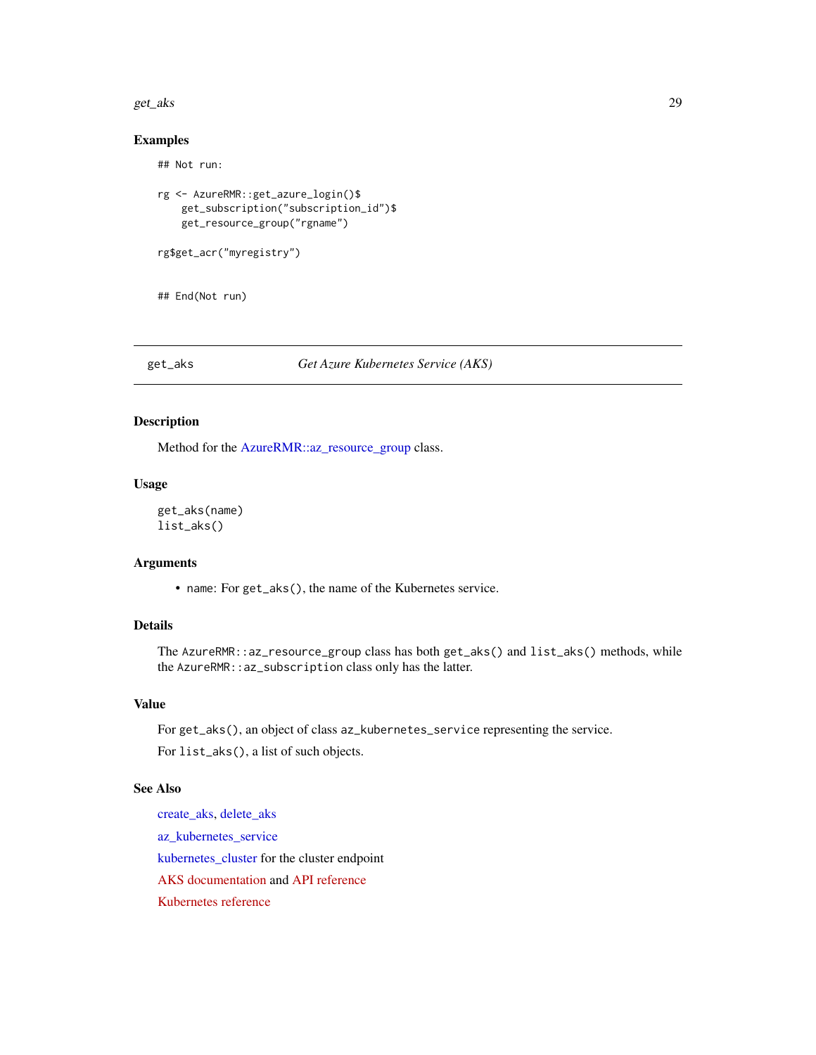## Examples

```
## Not run:

rg <- AzureRMR::get_azure_login()$
    get_subscription("subscription_id")$
    get_resource_group("rgname")

rg$get_acr("myregistry")


## End(Not run)
```

---

# get_aks *Get Azure Kubernetes Service (AKS)*

---

## Description

Method for the AzureRMR::az_resource_group class.

## Usage

```
get_aks(name)
list_aks()
```

## Arguments

- `name`: For `get_aks()`, the name of the Kubernetes service.

## Details

The `AzureRMR::az_resource_group` class has both `get_aks()` and `list_aks()` methods, while the `AzureRMR::az_subscription` class only has the latter.

## Value

For `get_aks()`, an object of class `az_kubernetes_service` representing the service.

For `list_aks()`, a list of such objects.

## See Also

create_aks, delete_aks

az_kubernetes_service

kubernetes_cluster for the cluster endpoint

AKS documentation and API reference

Kubernetes reference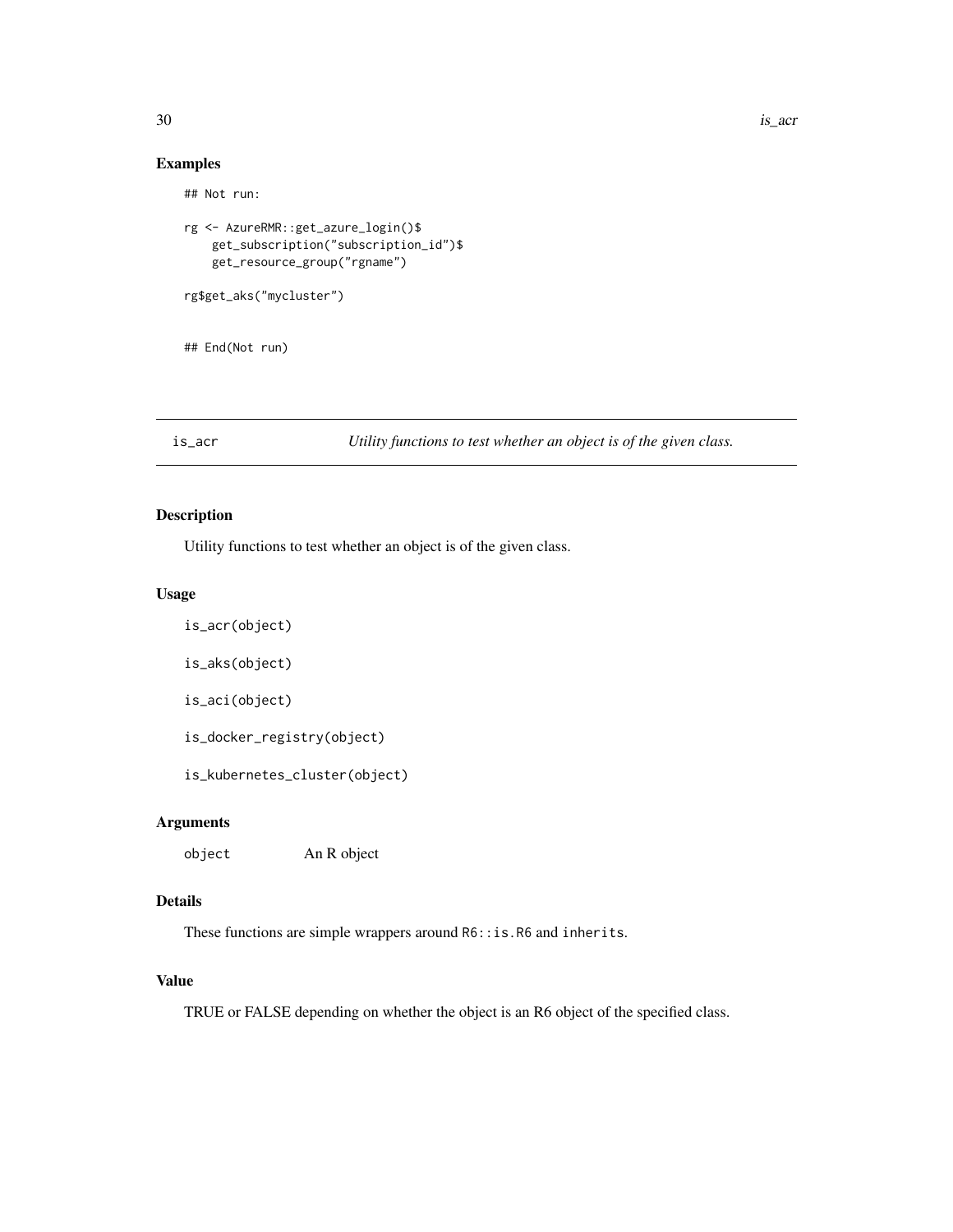## Examples

```
## Not run:

rg <- AzureRMR::get_azure_login()$
    get_subscription("subscription_id")$
    get_resource_group("rgname")

rg$get_aks("mycluster")


## End(Not run)
```

---

# is_acr — *Utility functions to test whether an object is of the given class.*

---

## Description

Utility functions to test whether an object is of the given class.

## Usage

```
is_acr(object)

is_aks(object)

is_aci(object)

is_docker_registry(object)

is_kubernetes_cluster(object)
```

## Arguments

| | |
|---|---|
| object | An R object |

## Details

These functions are simple wrappers around `R6::is.R6` and `inherits`.

## Value

TRUE or FALSE depending on whether the object is an R6 object of the specified class.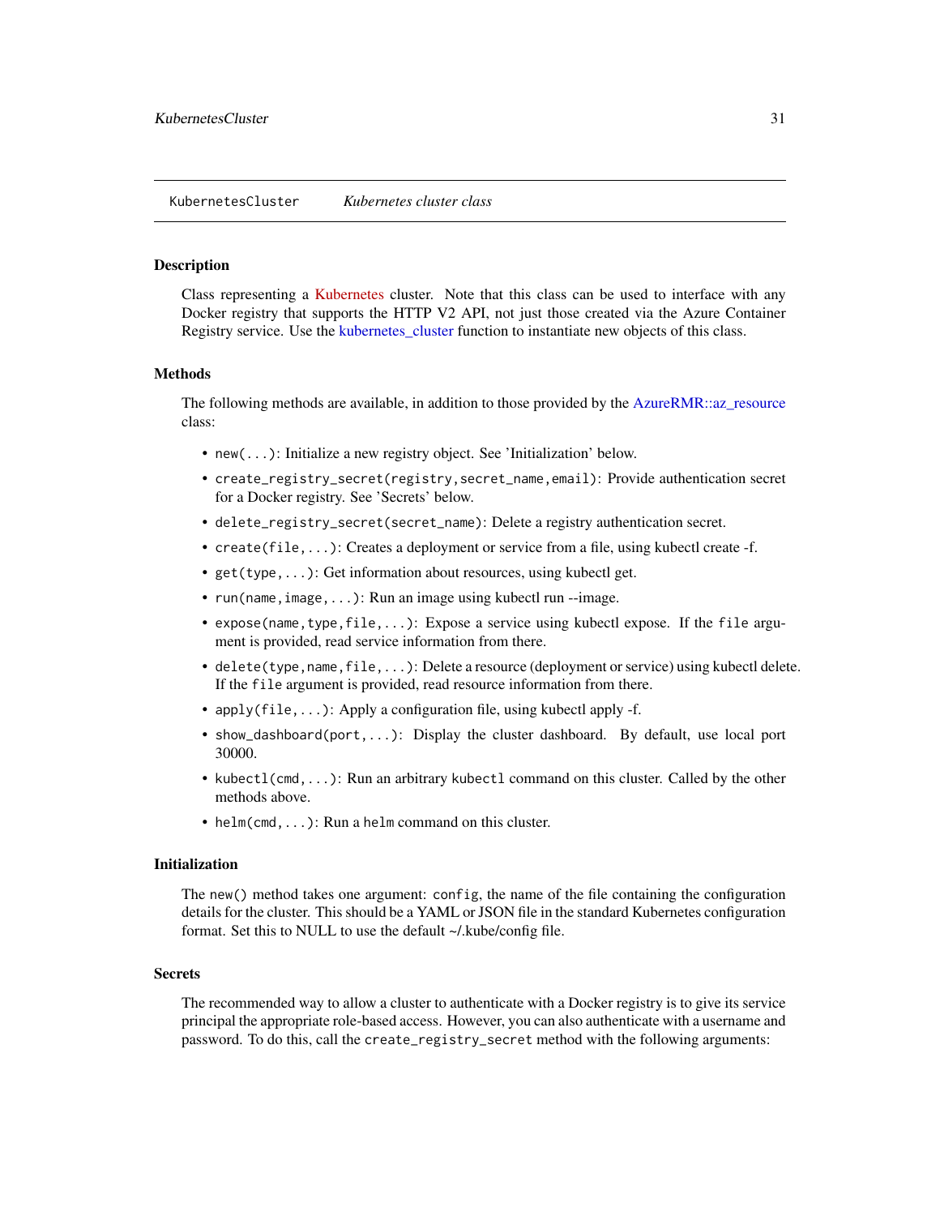## KubernetesCluster *Kubernetes cluster class*

### Description

Class representing a Kubernetes cluster. Note that this class can be used to interface with any Docker registry that supports the HTTP V2 API, not just those created via the Azure Container Registry service. Use the kubernetes_cluster function to instantiate new objects of this class.

### Methods

The following methods are available, in addition to those provided by the AzureRMR::az_resource class:

- `new(...)`: Initialize a new registry object. See 'Initialization' below.
- `create_registry_secret(registry,secret_name,email)`: Provide authentication secret for a Docker registry. See 'Secrets' below.
- `delete_registry_secret(secret_name)`: Delete a registry authentication secret.
- `create(file,...)`: Creates a deployment or service from a file, using kubectl create -f.
- `get(type,...)`: Get information about resources, using kubectl get.
- `run(name,image,...)`: Run an image using kubectl run --image.
- `expose(name,type,file,...)`: Expose a service using kubectl expose. If the `file` argument is provided, read service information from there.
- `delete(type,name,file,...)`: Delete a resource (deployment or service) using kubectl delete. If the `file` argument is provided, read resource information from there.
- `apply(file,...)`: Apply a configuration file, using kubectl apply -f.
- `show_dashboard(port,...)`: Display the cluster dashboard. By default, use local port 30000.
- `kubectl(cmd,...)`: Run an arbitrary `kubectl` command on this cluster. Called by the other methods above.
- `helm(cmd,...)`: Run a `helm` command on this cluster.

### Initialization

The `new()` method takes one argument: `config`, the name of the file containing the configuration details for the cluster. This should be a YAML or JSON file in the standard Kubernetes configuration format. Set this to NULL to use the default ~/.kube/config file.

### Secrets

The recommended way to allow a cluster to authenticate with a Docker registry is to give its service principal the appropriate role-based access. However, you can also authenticate with a username and password. To do this, call the `create_registry_secret` method with the following arguments: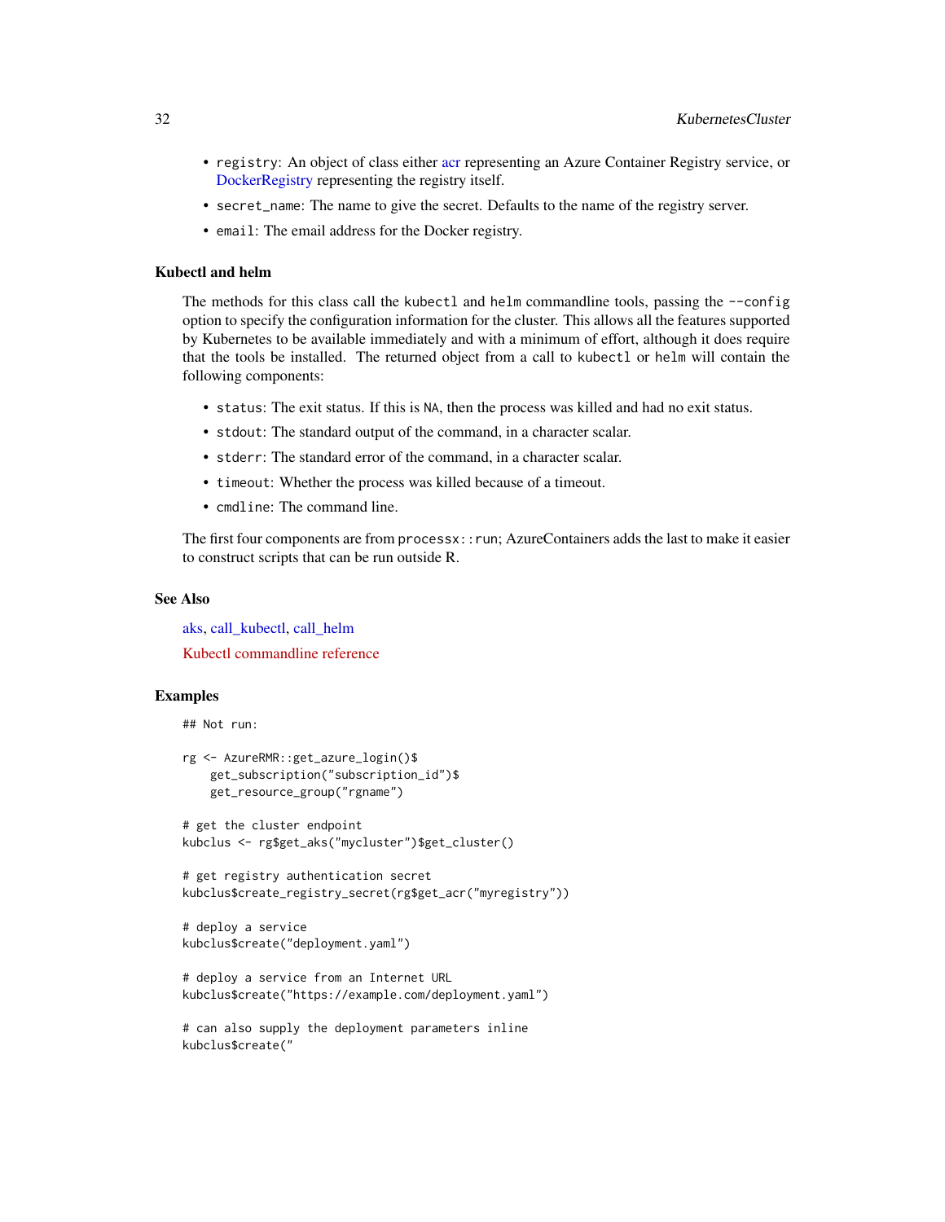- `registry`: An object of class either acr representing an Azure Container Registry service, or DockerRegistry representing the registry itself.
- `secret_name`: The name to give the secret. Defaults to the name of the registry server.
- `email`: The email address for the Docker registry.

### Kubectl and helm

The methods for this class call the `kubectl` and `helm` commandline tools, passing the `--config` option to specify the configuration information for the cluster. This allows all the features supported by Kubernetes to be available immediately and with a minimum of effort, although it does require that the tools be installed. The returned object from a call to `kubectl` or `helm` will contain the following components:

- `status`: The exit status. If this is `NA`, then the process was killed and had no exit status.
- `stdout`: The standard output of the command, in a character scalar.
- `stderr`: The standard error of the command, in a character scalar.
- `timeout`: Whether the process was killed because of a timeout.
- `cmdline`: The command line.

The first four components are from `processx::run`; AzureContainers adds the last to make it easier to construct scripts that can be run outside R.

## See Also

aks, call_kubectl, call_helm

Kubectl commandline reference

## Examples

```
## Not run:

rg <- AzureRMR::get_azure_login()$
    get_subscription("subscription_id")$
    get_resource_group("rgname")

# get the cluster endpoint
kubclus <- rg$get_aks("mycluster")$get_cluster()

# get registry authentication secret
kubclus$create_registry_secret(rg$get_acr("myregistry"))

# deploy a service
kubclus$create("deployment.yaml")

# deploy a service from an Internet URL
kubclus$create("https://example.com/deployment.yaml")

# can also supply the deployment parameters inline
kubclus$create("
```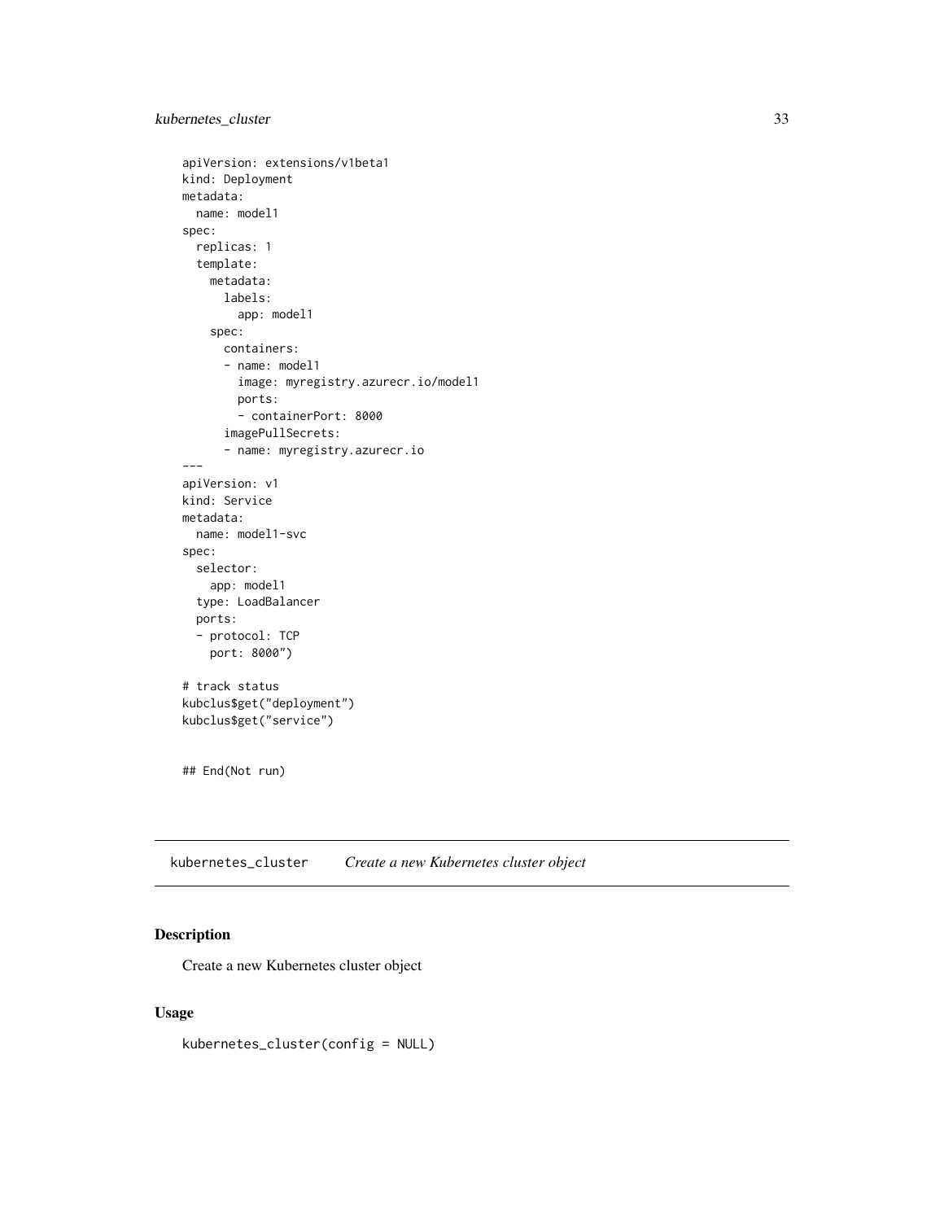```
apiVersion: extensions/v1beta1
kind: Deployment
metadata:
  name: model1
spec:
  replicas: 1
  template:
    metadata:
      labels:
        app: model1
    spec:
      containers:
      - name: model1
        image: myregistry.azurecr.io/model1
        ports:
        - containerPort: 8000
      imagePullSecrets:
      - name: myregistry.azurecr.io
---
apiVersion: v1
kind: Service
metadata:
  name: model1-svc
spec:
  selector:
    app: model1
  type: LoadBalancer
  ports:
  - protocol: TCP
    port: 8000")

# track status
kubclus$get("deployment")
kubclus$get("service")


## End(Not run)
```

## kubernetes_cluster — *Create a new Kubernetes cluster object*

### Description

Create a new Kubernetes cluster object

### Usage

```
kubernetes_cluster(config = NULL)
```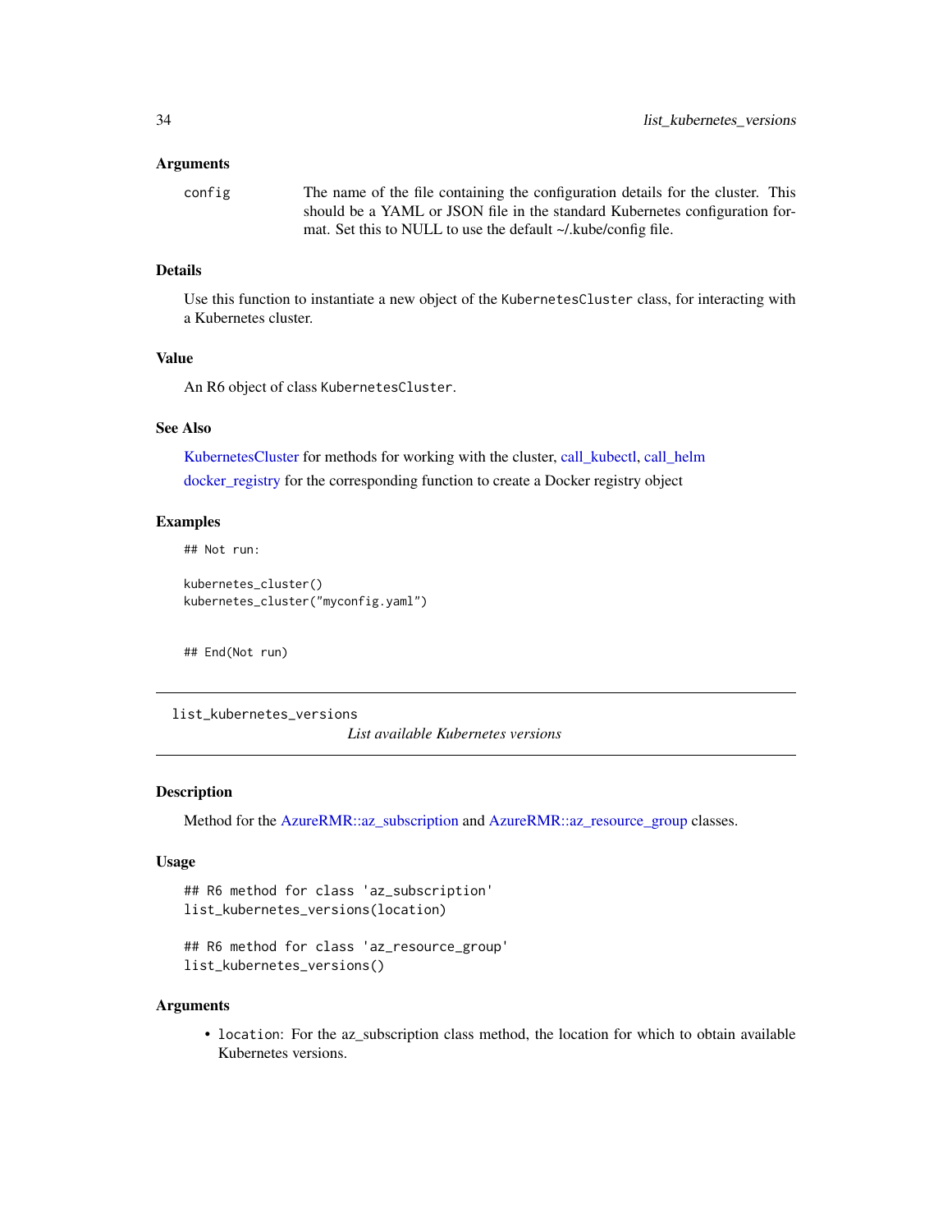### Arguments

`config` The name of the file containing the configuration details for the cluster. This should be a YAML or JSON file in the standard Kubernetes configuration format. Set this to NULL to use the default ~/.kube/config file.

### Details

Use this function to instantiate a new object of the `KubernetesCluster` class, for interacting with a Kubernetes cluster.

### Value

An R6 object of class `KubernetesCluster`.

### See Also

KubernetesCluster for methods for working with the cluster, call_kubectl, call_helm

docker_registry for the corresponding function to create a Docker registry object

### Examples

```
## Not run:

kubernetes_cluster()
kubernetes_cluster("myconfig.yaml")


## End(Not run)
```

---

## list_kubernetes_versions

*List available Kubernetes versions*

---

### Description

Method for the AzureRMR::az_subscription and AzureRMR::az_resource_group classes.

### Usage

```
## R6 method for class 'az_subscription'
list_kubernetes_versions(location)

## R6 method for class 'az_resource_group'
list_kubernetes_versions()
```

### Arguments

- `location`: For the az_subscription class method, the location for which to obtain available Kubernetes versions.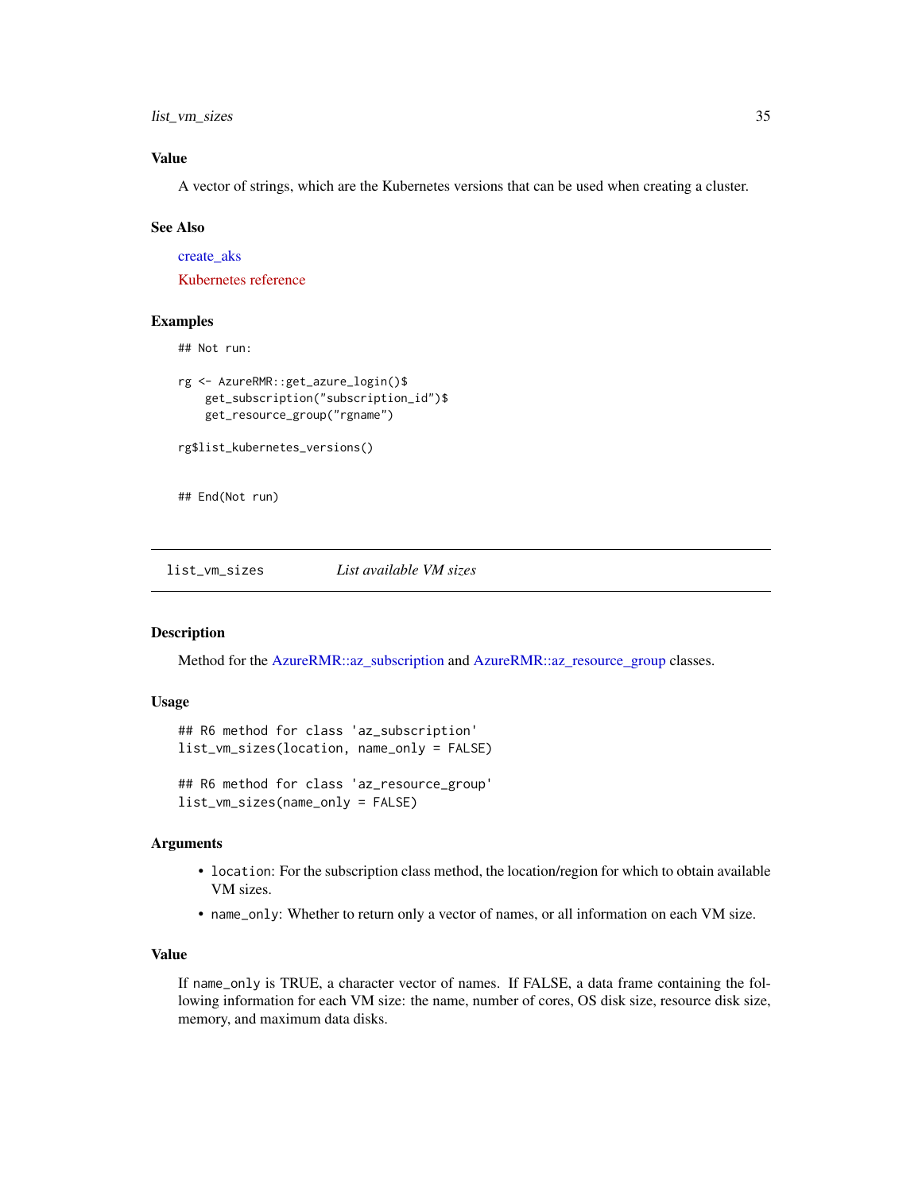## Value

A vector of strings, which are the Kubernetes versions that can be used when creating a cluster.

## See Also

create_aks

Kubernetes reference

## Examples

```
## Not run:

rg <- AzureRMR::get_azure_login()$
    get_subscription("subscription_id")$
    get_resource_group("rgname")

rg$list_kubernetes_versions()


## End(Not run)
```

---

# list_vm_sizes *List available VM sizes*

---

## Description

Method for the AzureRMR::az_subscription and AzureRMR::az_resource_group classes.

## Usage

```
## R6 method for class 'az_subscription'
list_vm_sizes(location, name_only = FALSE)

## R6 method for class 'az_resource_group'
list_vm_sizes(name_only = FALSE)
```

## Arguments

- `location`: For the subscription class method, the location/region for which to obtain available VM sizes.
- `name_only`: Whether to return only a vector of names, or all information on each VM size.

## Value

If `name_only` is TRUE, a character vector of names. If FALSE, a data frame containing the following information for each VM size: the name, number of cores, OS disk size, resource disk size, memory, and maximum data disks.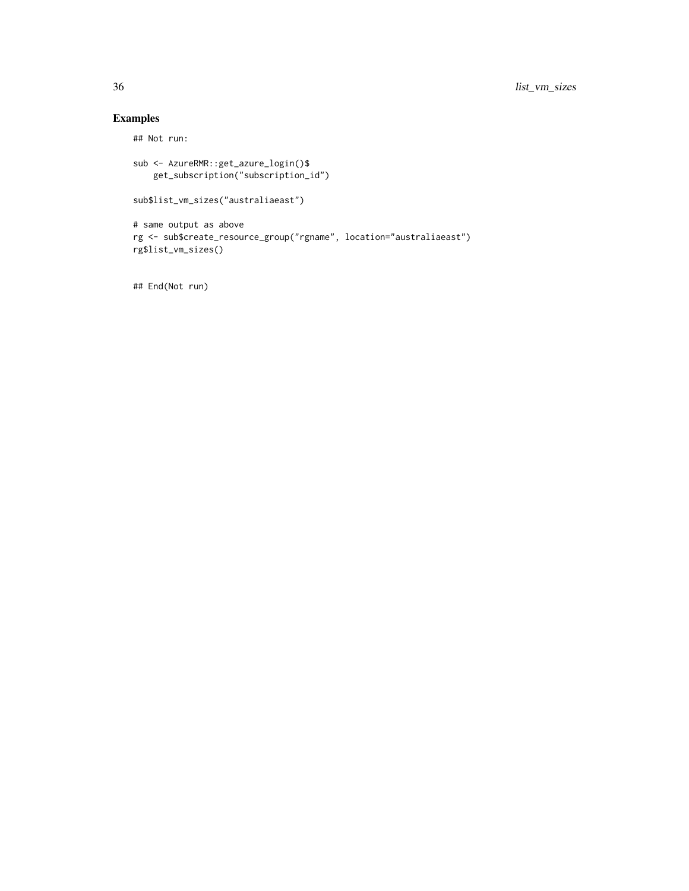## Examples

```
## Not run:

sub <- AzureRMR::get_azure_login()$
    get_subscription("subscription_id")

sub$list_vm_sizes("australiaeast")

# same output as above
rg <- sub$create_resource_group("rgname", location="australiaeast")
rg$list_vm_sizes()


## End(Not run)
```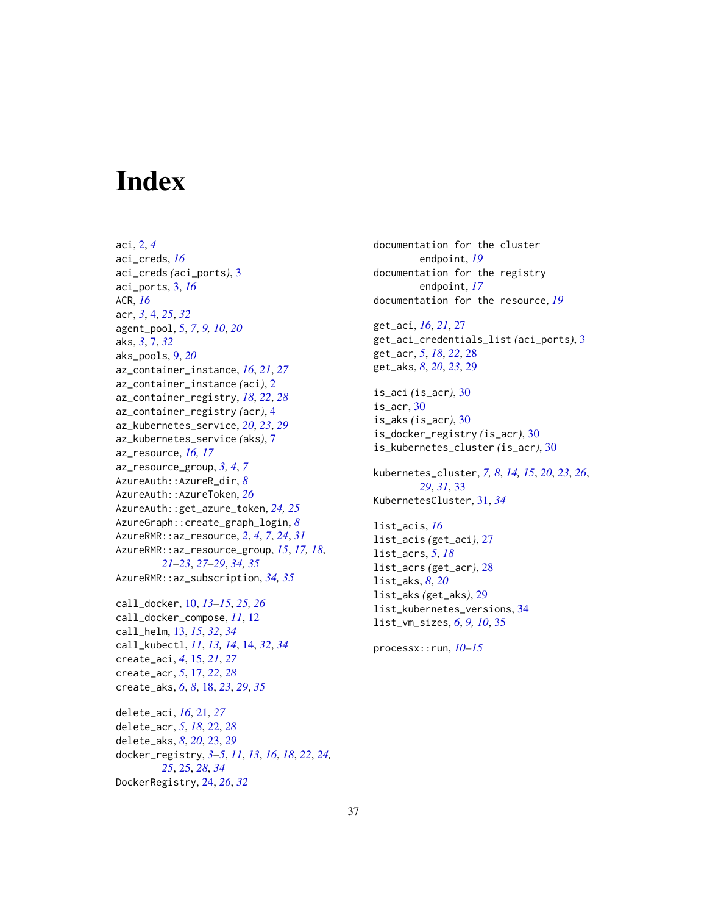# Index

aci, 2, *4*
aci_creds, *16*
aci_creds (aci_ports), 3
aci_ports, 3, *16*
ACR, *16*
acr, *3*, 4, *25*, *32*
agent_pool, 5, *7*, *9, 10*, *20*
aks, *3*, 7, *32*
aks_pools, 9, *20*
az_container_instance, *16*, *21*, *27*
az_container_instance (aci), 2
az_container_registry, *18*, *22*, *28*
az_container_registry (acr), 4
az_kubernetes_service, *20*, *23*, *29*
az_kubernetes_service (aks), 7
az_resource, *16, 17*
az_resource_group, *3*, *4*, *7*
AzureAuth::AzureR_dir, *8*
AzureAuth::AzureToken, *26*
AzureAuth::get_azure_token, *24, 25*
AzureGraph::create_graph_login, *8*
AzureRMR::az_resource, *2*, *4*, *7*, *24*, *31*
AzureRMR::az_resource_group, *15*, *17, 18*, *21–23*, *27–29*, *34, 35*
AzureRMR::az_subscription, *34, 35*

call_docker, 10, *13–15*, *25, 26*
call_docker_compose, *11*, 12
call_helm, 13, *15*, *32*, *34*
call_kubectl, *11*, *13, 14*, 14, *32*, *34*
create_aci, *4*, 15, *21*, *27*
create_acr, *5*, 17, *22*, *28*
create_aks, *6*, *8*, 18, *23*, *29*, *35*

delete_aci, *16*, 21, *27*
delete_acr, *5*, *18*, 22, *28*
delete_aks, *8*, *20*, 23, *29*
docker_registry, *3–5*, *11*, *13*, *16*, *18*, *22*, *24, 25*, 25, *28*, *34*
DockerRegistry, 24, *26*, *32*

documentation for the cluster endpoint, *19*
documentation for the registry endpoint, *17*
documentation for the resource, *19*

get_aci, *16*, *21*, 27
get_aci_credentials_list (aci_ports), 3
get_acr, *5*, *18*, *22*, 28
get_aks, *8*, *20*, *23*, 29

is_aci (is_acr), 30
is_acr, 30
is_aks (is_acr), 30
is_docker_registry (is_acr), 30
is_kubernetes_cluster (is_acr), 30

kubernetes_cluster, *7, 8*, *14, 15*, *20*, *23*, *26*, *29*, *31*, 33
KubernetesCluster, 31, *34*

list_acis, *16*
list_acis (get_aci), 27
list_acrs, *5*, *18*
list_acrs (get_acr), 28
list_aks, *8*, *20*
list_aks (get_aks), 29
list_kubernetes_versions, 34
list_vm_sizes, *6*, *9, 10*, 35

processx::run, *10–15*